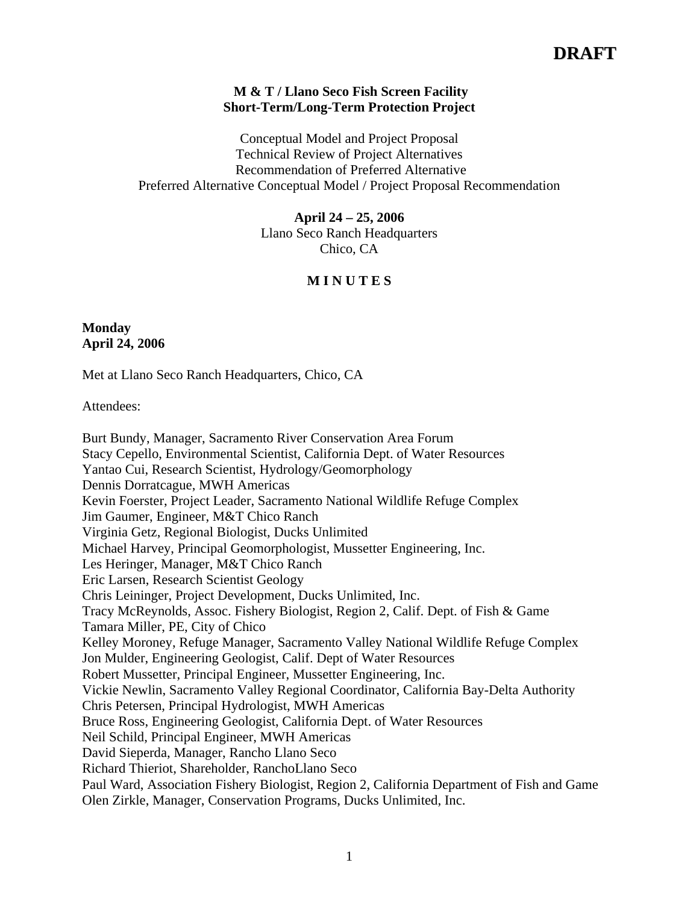**DRAFT**

**M & T / Llano Seco Fish Screen Facility**
**Short-Term/Long-Term Protection Project**

Conceptual Model and Project Proposal
Technical Review of Project Alternatives
Recommendation of Preferred Alternative
Preferred Alternative Conceptual Model / Project Proposal Recommendation

**April 24 – 25, 2006**
Llano Seco Ranch Headquarters
Chico, CA

# M I N U T E S

**Monday**
**April 24, 2006**

Met at Llano Seco Ranch Headquarters, Chico, CA

Attendees:

Burt Bundy, Manager, Sacramento River Conservation Area Forum
Stacy Cepello, Environmental Scientist, California Dept. of Water Resources
Yantao Cui, Research Scientist, Hydrology/Geomorphology
Dennis Dorratcague, MWH Americas
Kevin Foerster, Project Leader, Sacramento National Wildlife Refuge Complex
Jim Gaumer, Engineer, M&T Chico Ranch
Virginia Getz, Regional Biologist, Ducks Unlimited
Michael Harvey, Principal Geomorphologist, Mussetter Engineering, Inc.
Les Heringer, Manager, M&T Chico Ranch
Eric Larsen, Research Scientist Geology
Chris Leininger, Project Development, Ducks Unlimited, Inc.
Tracy McReynolds, Assoc. Fishery Biologist, Region 2, Calif. Dept. of Fish & Game
Tamara Miller, PE, City of Chico
Kelley Moroney, Refuge Manager, Sacramento Valley National Wildlife Refuge Complex
Jon Mulder, Engineering Geologist, Calif. Dept of Water Resources
Robert Mussetter, Principal Engineer, Mussetter Engineering, Inc.
Vickie Newlin, Sacramento Valley Regional Coordinator, California Bay-Delta Authority
Chris Petersen, Principal Hydrologist, MWH Americas
Bruce Ross, Engineering Geologist, California Dept. of Water Resources
Neil Schild, Principal Engineer, MWH Americas
David Sieperda, Manager, Rancho Llano Seco
Richard Thieriot, Shareholder, RanchoLlano Seco
Paul Ward, Association Fishery Biologist, Region 2, California Department of Fish and Game
Olen Zirkle, Manager, Conservation Programs, Ducks Unlimited, Inc.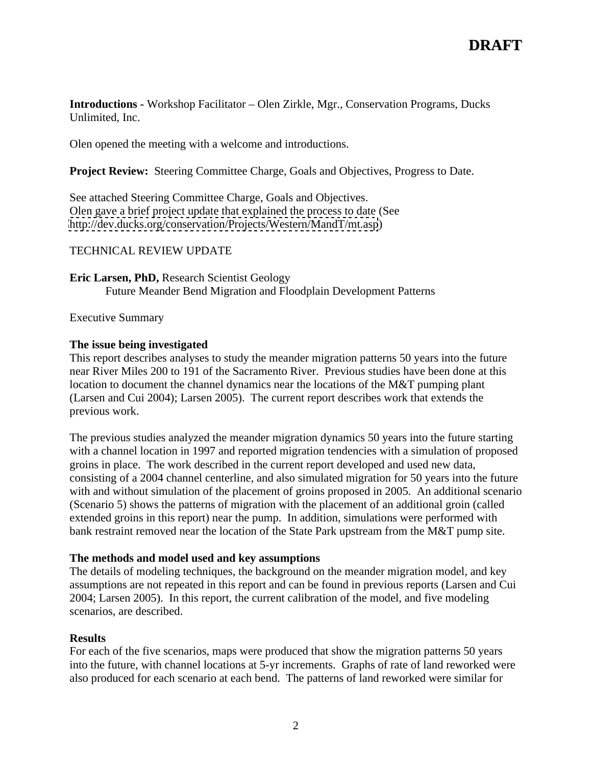**DRAFT**

**Introductions -** Workshop Facilitator – Olen Zirkle, Mgr., Conservation Programs, Ducks Unlimited, Inc.

Olen opened the meeting with a welcome and introductions.

**Project Review:** Steering Committee Charge, Goals and Objectives, Progress to Date.

See attached Steering Committee Charge, Goals and Objectives.
Olen gave a brief project update that explained the process to date (See http://dev.ducks.org/conservation/Projects/Western/MandT/mt.asp)

TECHNICAL REVIEW UPDATE

**Eric Larsen, PhD,** Research Scientist Geology
Future Meander Bend Migration and Floodplain Development Patterns

Executive Summary

**The issue being investigated**
This report describes analyses to study the meander migration patterns 50 years into the future near River Miles 200 to 191 of the Sacramento River. Previous studies have been done at this location to document the channel dynamics near the locations of the M&T pumping plant (Larsen and Cui 2004); Larsen 2005). The current report describes work that extends the previous work.

The previous studies analyzed the meander migration dynamics 50 years into the future starting with a channel location in 1997 and reported migration tendencies with a simulation of proposed groins in place. The work described in the current report developed and used new data, consisting of a 2004 channel centerline, and also simulated migration for 50 years into the future with and without simulation of the placement of groins proposed in 2005. An additional scenario (Scenario 5) shows the patterns of migration with the placement of an additional groin (called extended groins in this report) near the pump. In addition, simulations were performed with bank restraint removed near the location of the State Park upstream from the M&T pump site.

**The methods and model used and key assumptions**
The details of modeling techniques, the background on the meander migration model, and key assumptions are not repeated in this report and can be found in previous reports (Larsen and Cui 2004; Larsen 2005). In this report, the current calibration of the model, and five modeling scenarios, are described.

**Results**
For each of the five scenarios, maps were produced that show the migration patterns 50 years into the future, with channel locations at 5-yr increments. Graphs of rate of land reworked were also produced for each scenario at each bend. The patterns of land reworked were similar for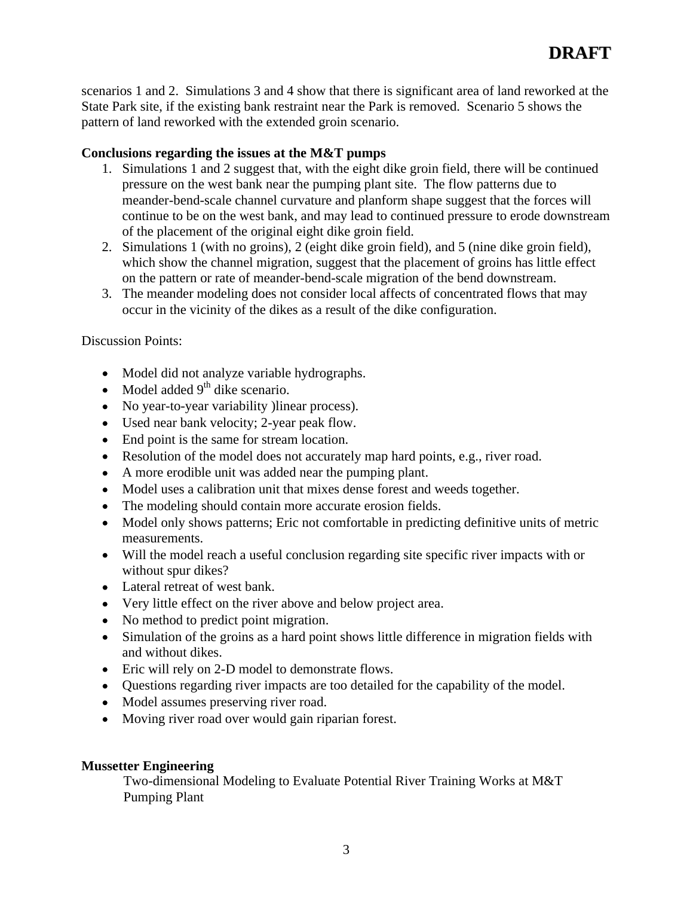**DRAFT**

scenarios 1 and 2. Simulations 3 and 4 show that there is significant area of land reworked at the State Park site, if the existing bank restraint near the Park is removed. Scenario 5 shows the pattern of land reworked with the extended groin scenario.

**Conclusions regarding the issues at the M&T pumps**

1. Simulations 1 and 2 suggest that, with the eight dike groin field, there will be continued pressure on the west bank near the pumping plant site. The flow patterns due to meander-bend-scale channel curvature and planform shape suggest that the forces will continue to be on the west bank, and may lead to continued pressure to erode downstream of the placement of the original eight dike groin field.
2. Simulations 1 (with no groins), 2 (eight dike groin field), and 5 (nine dike groin field), which show the channel migration, suggest that the placement of groins has little effect on the pattern or rate of meander-bend-scale migration of the bend downstream.
3. The meander modeling does not consider local affects of concentrated flows that may occur in the vicinity of the dikes as a result of the dike configuration.

Discussion Points:

- Model did not analyze variable hydrographs.
- Model added 9th dike scenario.
- No year-to-year variability )linear process).
- Used near bank velocity; 2-year peak flow.
- End point is the same for stream location.
- Resolution of the model does not accurately map hard points, e.g., river road.
- A more erodible unit was added near the pumping plant.
- Model uses a calibration unit that mixes dense forest and weeds together.
- The modeling should contain more accurate erosion fields.
- Model only shows patterns; Eric not comfortable in predicting definitive units of metric measurements.
- Will the model reach a useful conclusion regarding site specific river impacts with or without spur dikes?
- Lateral retreat of west bank.
- Very little effect on the river above and below project area.
- No method to predict point migration.
- Simulation of the groins as a hard point shows little difference in migration fields with and without dikes.
- Eric will rely on 2-D model to demonstrate flows.
- Questions regarding river impacts are too detailed for the capability of the model.
- Model assumes preserving river road.
- Moving river road over would gain riparian forest.

**Mussetter Engineering**

Two-dimensional Modeling to Evaluate Potential River Training Works at M&T Pumping Plant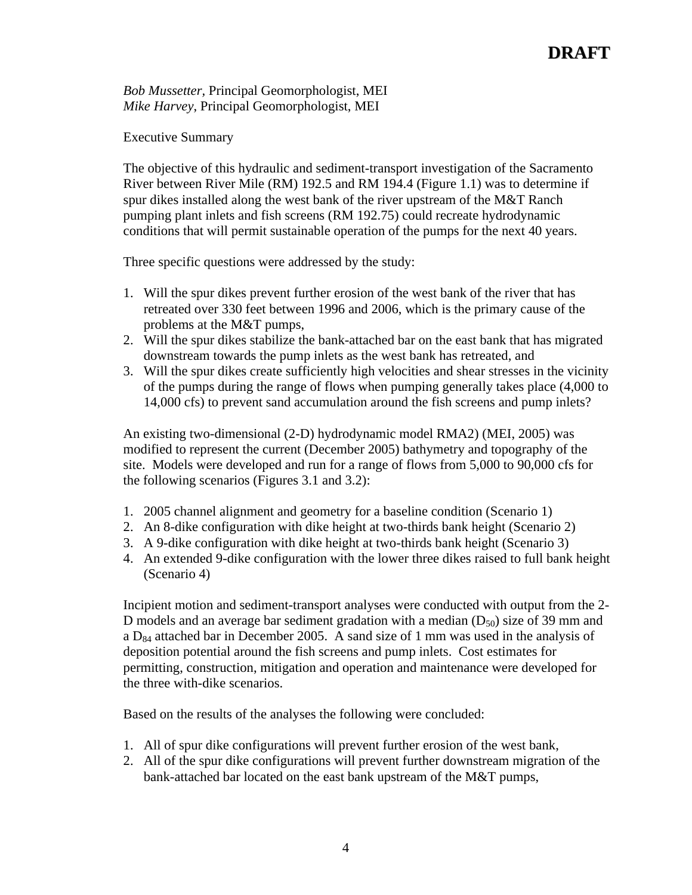# DRAFT

*Bob Mussetter*, Principal Geomorphologist, MEI
*Mike Harvey*, Principal Geomorphologist, MEI

Executive Summary

The objective of this hydraulic and sediment-transport investigation of the Sacramento River between River Mile (RM) 192.5 and RM 194.4 (Figure 1.1) was to determine if spur dikes installed along the west bank of the river upstream of the M&T Ranch pumping plant inlets and fish screens (RM 192.75) could recreate hydrodynamic conditions that will permit sustainable operation of the pumps for the next 40 years.

Three specific questions were addressed by the study:

1. Will the spur dikes prevent further erosion of the west bank of the river that has retreated over 330 feet between 1996 and 2006, which is the primary cause of the problems at the M&T pumps,
2. Will the spur dikes stabilize the bank-attached bar on the east bank that has migrated downstream towards the pump inlets as the west bank has retreated, and
3. Will the spur dikes create sufficiently high velocities and shear stresses in the vicinity of the pumps during the range of flows when pumping generally takes place (4,000 to 14,000 cfs) to prevent sand accumulation around the fish screens and pump inlets?

An existing two-dimensional (2-D) hydrodynamic model RMA2) (MEI, 2005) was modified to represent the current (December 2005) bathymetry and topography of the site. Models were developed and run for a range of flows from 5,000 to 90,000 cfs for the following scenarios (Figures 3.1 and 3.2):

1. 2005 channel alignment and geometry for a baseline condition (Scenario 1)
2. An 8-dike configuration with dike height at two-thirds bank height (Scenario 2)
3. A 9-dike configuration with dike height at two-thirds bank height (Scenario 3)
4. An extended 9-dike configuration with the lower three dikes raised to full bank height (Scenario 4)

Incipient motion and sediment-transport analyses were conducted with output from the 2-D models and an average bar sediment gradation with a median ($D_{50}$) size of 39 mm and a $D_{84}$ attached bar in December 2005. A sand size of 1 mm was used in the analysis of deposition potential around the fish screens and pump inlets. Cost estimates for permitting, construction, mitigation and operation and maintenance were developed for the three with-dike scenarios.

Based on the results of the analyses the following were concluded:

1. All of spur dike configurations will prevent further erosion of the west bank,
2. All of the spur dike configurations will prevent further downstream migration of the bank-attached bar located on the east bank upstream of the M&T pumps,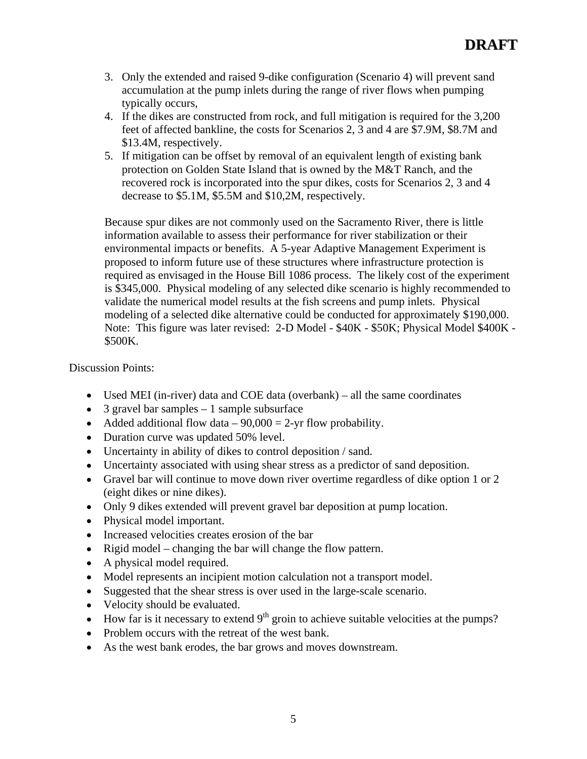**DRAFT**

3. Only the extended and raised 9-dike configuration (Scenario 4) will prevent sand accumulation at the pump inlets during the range of river flows when pumping typically occurs,
4. If the dikes are constructed from rock, and full mitigation is required for the 3,200 feet of affected bankline, the costs for Scenarios 2, 3 and 4 are $7.9M, $8.7M and $13.4M, respectively.
5. If mitigation can be offset by removal of an equivalent length of existing bank protection on Golden State Island that is owned by the M&T Ranch, and the recovered rock is incorporated into the spur dikes, costs for Scenarios 2, 3 and 4 decrease to $5.1M, $5.5M and $10,2M, respectively.

Because spur dikes are not commonly used on the Sacramento River, there is little information available to assess their performance for river stabilization or their environmental impacts or benefits. A 5-year Adaptive Management Experiment is proposed to inform future use of these structures where infrastructure protection is required as envisaged in the House Bill 1086 process. The likely cost of the experiment is $345,000. Physical modeling of any selected dike scenario is highly recommended to validate the numerical model results at the fish screens and pump inlets. Physical modeling of a selected dike alternative could be conducted for approximately $190,000. Note: This figure was later revised: 2-D Model - $40K - $50K; Physical Model $400K - $500K.

Discussion Points:

- Used MEI (in-river) data and COE data (overbank) – all the same coordinates
- 3 gravel bar samples – 1 sample subsurface
- Added additional flow data – 90,000 = 2-yr flow probability.
- Duration curve was updated 50% level.
- Uncertainty in ability of dikes to control deposition / sand.
- Uncertainty associated with using shear stress as a predictor of sand deposition.
- Gravel bar will continue to move down river overtime regardless of dike option 1 or 2 (eight dikes or nine dikes).
- Only 9 dikes extended will prevent gravel bar deposition at pump location.
- Physical model important.
- Increased velocities creates erosion of the bar
- Rigid model – changing the bar will change the flow pattern.
- A physical model required.
- Model represents an incipient motion calculation not a transport model.
- Suggested that the shear stress is over used in the large-scale scenario.
- Velocity should be evaluated.
- How far is it necessary to extend 9th groin to achieve suitable velocities at the pumps?
- Problem occurs with the retreat of the west bank.
- As the west bank erodes, the bar grows and moves downstream.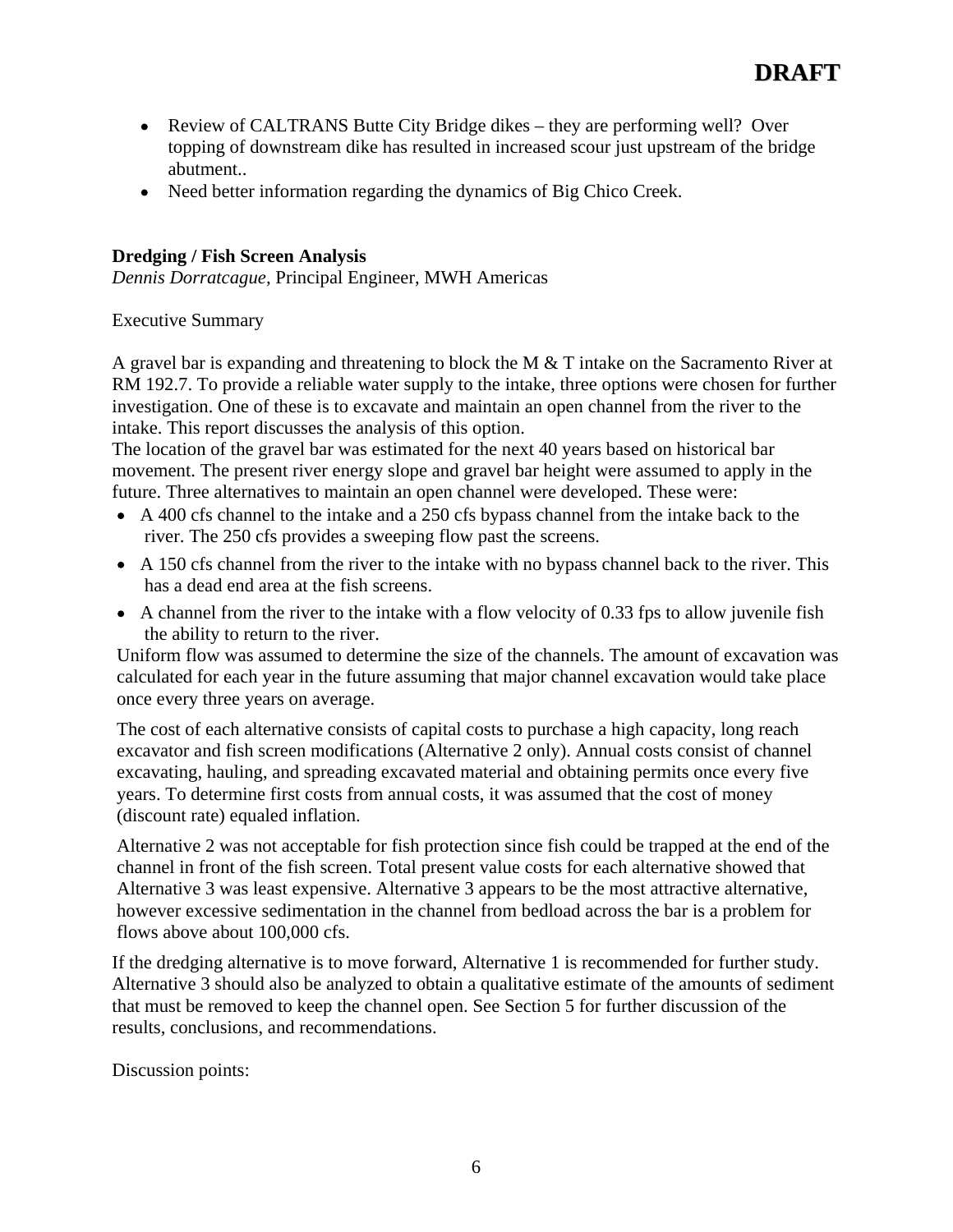**DRAFT**

- Review of CALTRANS Butte City Bridge dikes – they are performing well? Over topping of downstream dike has resulted in increased scour just upstream of the bridge abutment..
- Need better information regarding the dynamics of Big Chico Creek.

**Dredging / Fish Screen Analysis**
*Dennis Dorratcague,* Principal Engineer, MWH Americas

Executive Summary

A gravel bar is expanding and threatening to block the M & T intake on the Sacramento River at RM 192.7. To provide a reliable water supply to the intake, three options were chosen for further investigation. One of these is to excavate and maintain an open channel from the river to the intake. This report discusses the analysis of this option.
The location of the gravel bar was estimated for the next 40 years based on historical bar movement. The present river energy slope and gravel bar height were assumed to apply in the future. Three alternatives to maintain an open channel were developed. These were:

- A 400 cfs channel to the intake and a 250 cfs bypass channel from the intake back to the river. The 250 cfs provides a sweeping flow past the screens.
- A 150 cfs channel from the river to the intake with no bypass channel back to the river. This has a dead end area at the fish screens.
- A channel from the river to the intake with a flow velocity of 0.33 fps to allow juvenile fish the ability to return to the river.

Uniform flow was assumed to determine the size of the channels. The amount of excavation was calculated for each year in the future assuming that major channel excavation would take place once every three years on average.

The cost of each alternative consists of capital costs to purchase a high capacity, long reach excavator and fish screen modifications (Alternative 2 only). Annual costs consist of channel excavating, hauling, and spreading excavated material and obtaining permits once every five years. To determine first costs from annual costs, it was assumed that the cost of money (discount rate) equaled inflation.

Alternative 2 was not acceptable for fish protection since fish could be trapped at the end of the channel in front of the fish screen. Total present value costs for each alternative showed that Alternative 3 was least expensive. Alternative 3 appears to be the most attractive alternative, however excessive sedimentation in the channel from bedload across the bar is a problem for flows above about 100,000 cfs.

If the dredging alternative is to move forward, Alternative 1 is recommended for further study. Alternative 3 should also be analyzed to obtain a qualitative estimate of the amounts of sediment that must be removed to keep the channel open. See Section 5 for further discussion of the results, conclusions, and recommendations.

Discussion points: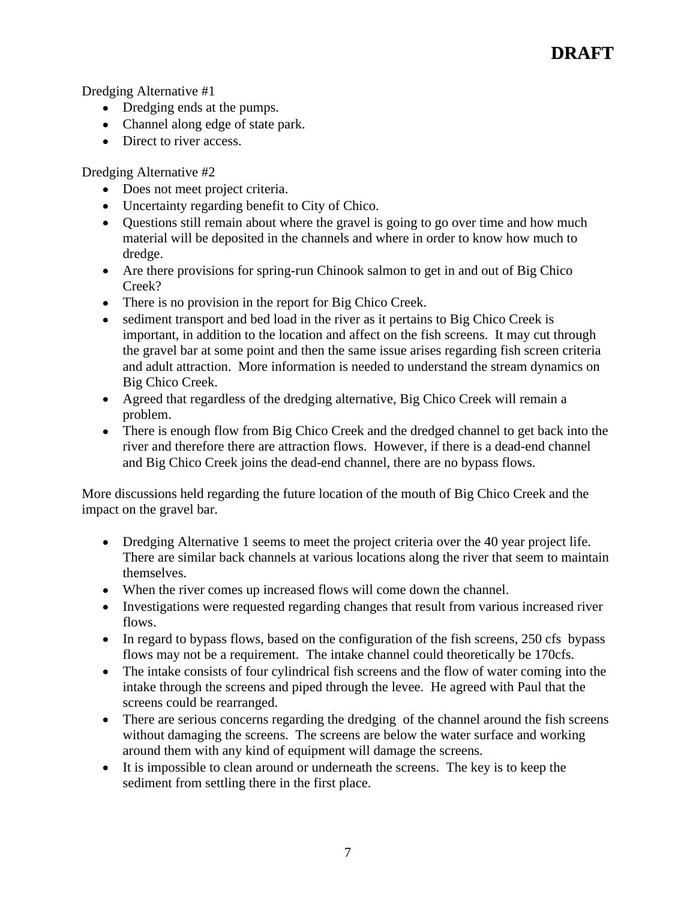Dredging Alternative #1

- Dredging ends at the pumps.
- Channel along edge of state park.
- Direct to river access.

Dredging Alternative #2

- Does not meet project criteria.
- Uncertainty regarding benefit to City of Chico.
- Questions still remain about where the gravel is going to go over time and how much material will be deposited in the channels and where in order to know how much to dredge.
- Are there provisions for spring-run Chinook salmon to get in and out of Big Chico Creek?
- There is no provision in the report for Big Chico Creek.
- sediment transport and bed load in the river as it pertains to Big Chico Creek is important, in addition to the location and affect on the fish screens. It may cut through the gravel bar at some point and then the same issue arises regarding fish screen criteria and adult attraction. More information is needed to understand the stream dynamics on Big Chico Creek.
- Agreed that regardless of the dredging alternative, Big Chico Creek will remain a problem.
- There is enough flow from Big Chico Creek and the dredged channel to get back into the river and therefore there are attraction flows. However, if there is a dead-end channel and Big Chico Creek joins the dead-end channel, there are no bypass flows.

More discussions held regarding the future location of the mouth of Big Chico Creek and the impact on the gravel bar.

- Dredging Alternative 1 seems to meet the project criteria over the 40 year project life. There are similar back channels at various locations along the river that seem to maintain themselves.
- When the river comes up increased flows will come down the channel.
- Investigations were requested regarding changes that result from various increased river flows.
- In regard to bypass flows, based on the configuration of the fish screens, 250 cfs bypass flows may not be a requirement. The intake channel could theoretically be 170cfs.
- The intake consists of four cylindrical fish screens and the flow of water coming into the intake through the screens and piped through the levee. He agreed with Paul that the screens could be rearranged.
- There are serious concerns regarding the dredging of the channel around the fish screens without damaging the screens. The screens are below the water surface and working around them with any kind of equipment will damage the screens.
- It is impossible to clean around or underneath the screens. The key is to keep the sediment from settling there in the first place.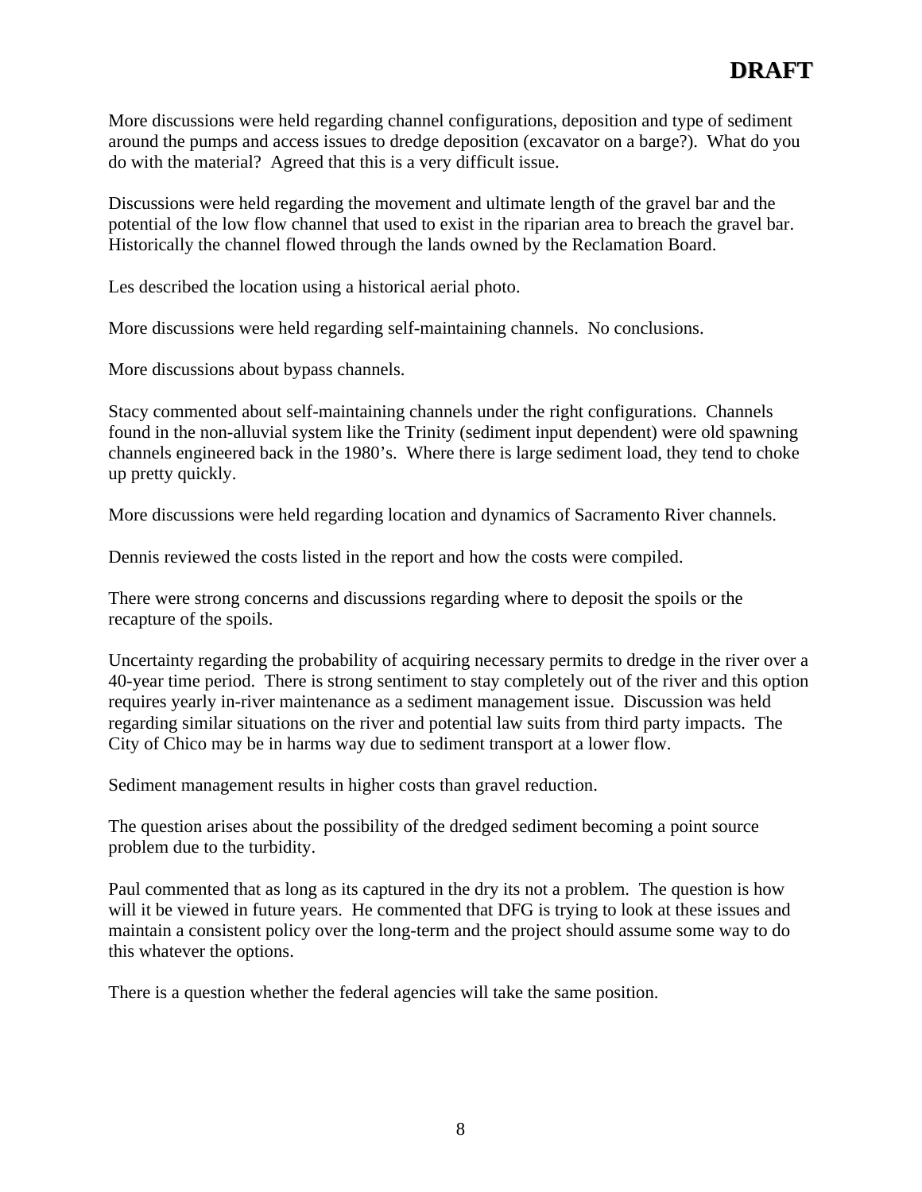More discussions were held regarding channel configurations, deposition and type of sediment around the pumps and access issues to dredge deposition (excavator on a barge?). What do you do with the material? Agreed that this is a very difficult issue.

Discussions were held regarding the movement and ultimate length of the gravel bar and the potential of the low flow channel that used to exist in the riparian area to breach the gravel bar. Historically the channel flowed through the lands owned by the Reclamation Board.

Les described the location using a historical aerial photo.

More discussions were held regarding self-maintaining channels. No conclusions.

More discussions about bypass channels.

Stacy commented about self-maintaining channels under the right configurations. Channels found in the non-alluvial system like the Trinity (sediment input dependent) were old spawning channels engineered back in the 1980's. Where there is large sediment load, they tend to choke up pretty quickly.

More discussions were held regarding location and dynamics of Sacramento River channels.

Dennis reviewed the costs listed in the report and how the costs were compiled.

There were strong concerns and discussions regarding where to deposit the spoils or the recapture of the spoils.

Uncertainty regarding the probability of acquiring necessary permits to dredge in the river over a 40-year time period. There is strong sentiment to stay completely out of the river and this option requires yearly in-river maintenance as a sediment management issue. Discussion was held regarding similar situations on the river and potential law suits from third party impacts. The City of Chico may be in harms way due to sediment transport at a lower flow.

Sediment management results in higher costs than gravel reduction.

The question arises about the possibility of the dredged sediment becoming a point source problem due to the turbidity.

Paul commented that as long as its captured in the dry its not a problem. The question is how will it be viewed in future years. He commented that DFG is trying to look at these issues and maintain a consistent policy over the long-term and the project should assume some way to do this whatever the options.

There is a question whether the federal agencies will take the same position.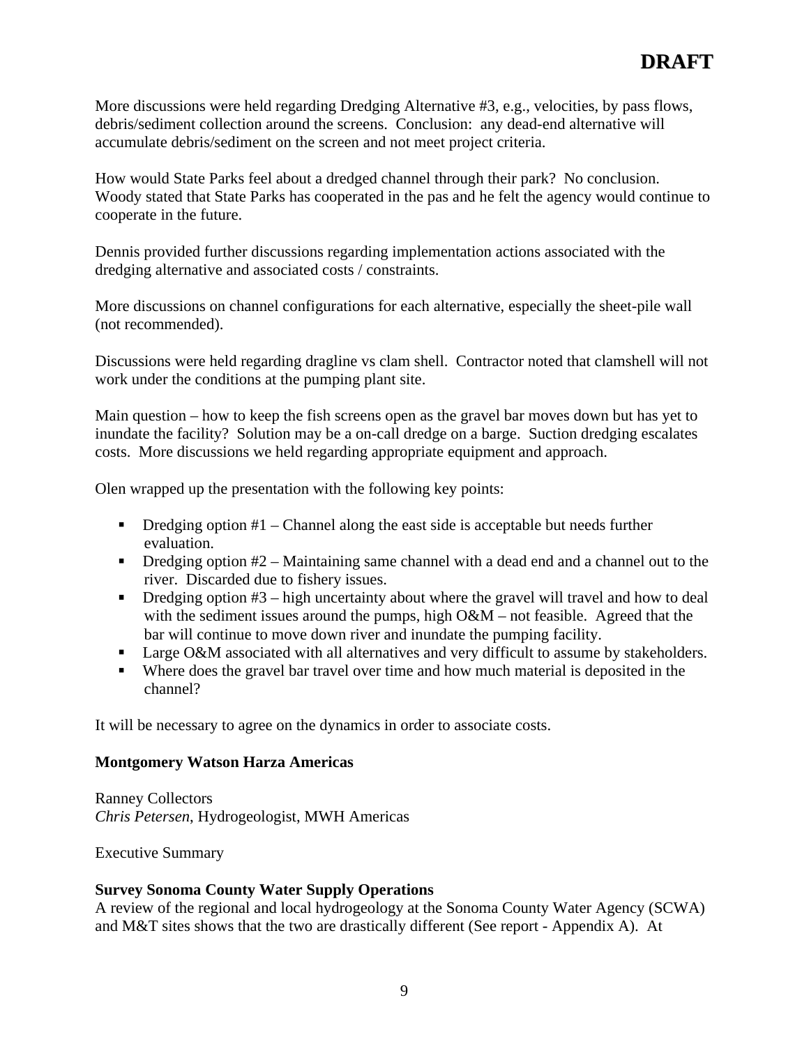More discussions were held regarding Dredging Alternative #3, e.g., velocities, by pass flows, debris/sediment collection around the screens. Conclusion: any dead-end alternative will accumulate debris/sediment on the screen and not meet project criteria.

How would State Parks feel about a dredged channel through their park? No conclusion. Woody stated that State Parks has cooperated in the pas and he felt the agency would continue to cooperate in the future.

Dennis provided further discussions regarding implementation actions associated with the dredging alternative and associated costs / constraints.

More discussions on channel configurations for each alternative, especially the sheet-pile wall (not recommended).

Discussions were held regarding dragline vs clam shell. Contractor noted that clamshell will not work under the conditions at the pumping plant site.

Main question – how to keep the fish screens open as the gravel bar moves down but has yet to inundate the facility? Solution may be a on-call dredge on a barge. Suction dredging escalates costs. More discussions we held regarding appropriate equipment and approach.

Olen wrapped up the presentation with the following key points:

- Dredging option #1 – Channel along the east side is acceptable but needs further evaluation.
- Dredging option #2 – Maintaining same channel with a dead end and a channel out to the river. Discarded due to fishery issues.
- Dredging option #3 – high uncertainty about where the gravel will travel and how to deal with the sediment issues around the pumps, high O&M – not feasible. Agreed that the bar will continue to move down river and inundate the pumping facility.
- Large O&M associated with all alternatives and very difficult to assume by stakeholders.
- Where does the gravel bar travel over time and how much material is deposited in the channel?

It will be necessary to agree on the dynamics in order to associate costs.

**Montgomery Watson Harza Americas**

Ranney Collectors
*Chris Petersen*, Hydrogeologist, MWH Americas

Executive Summary

**Survey Sonoma County Water Supply Operations**
A review of the regional and local hydrogeology at the Sonoma County Water Agency (SCWA) and M&T sites shows that the two are drastically different (See report - Appendix A). At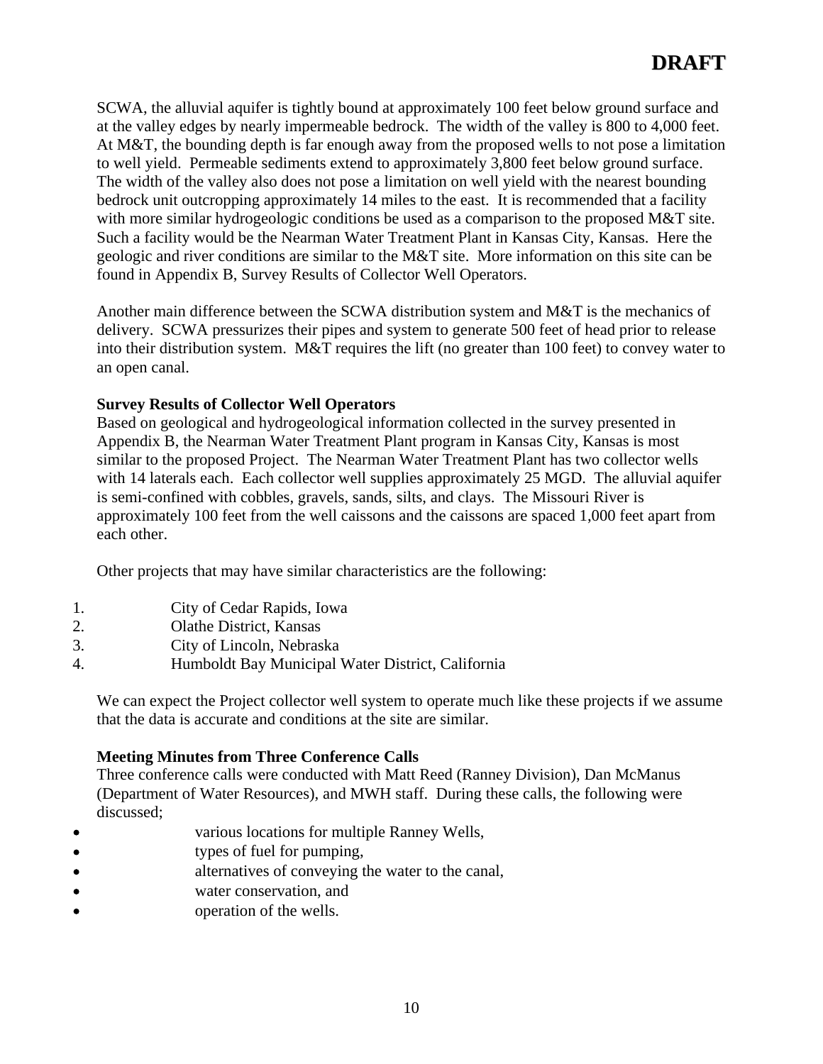SCWA, the alluvial aquifer is tightly bound at approximately 100 feet below ground surface and at the valley edges by nearly impermeable bedrock. The width of the valley is 800 to 4,000 feet. At M&T, the bounding depth is far enough away from the proposed wells to not pose a limitation to well yield. Permeable sediments extend to approximately 3,800 feet below ground surface. The width of the valley also does not pose a limitation on well yield with the nearest bounding bedrock unit outcropping approximately 14 miles to the east. It is recommended that a facility with more similar hydrogeologic conditions be used as a comparison to the proposed M&T site. Such a facility would be the Nearman Water Treatment Plant in Kansas City, Kansas. Here the geologic and river conditions are similar to the M&T site. More information on this site can be found in Appendix B, Survey Results of Collector Well Operators.

Another main difference between the SCWA distribution system and M&T is the mechanics of delivery. SCWA pressurizes their pipes and system to generate 500 feet of head prior to release into their distribution system. M&T requires the lift (no greater than 100 feet) to convey water to an open canal.

**Survey Results of Collector Well Operators**

Based on geological and hydrogeological information collected in the survey presented in Appendix B, the Nearman Water Treatment Plant program in Kansas City, Kansas is most similar to the proposed Project. The Nearman Water Treatment Plant has two collector wells with 14 laterals each. Each collector well supplies approximately 25 MGD. The alluvial aquifer is semi-confined with cobbles, gravels, sands, silts, and clays. The Missouri River is approximately 100 feet from the well caissons and the caissons are spaced 1,000 feet apart from each other.

Other projects that may have similar characteristics are the following:

1. City of Cedar Rapids, Iowa
2. Olathe District, Kansas
3. City of Lincoln, Nebraska
4. Humboldt Bay Municipal Water District, California

We can expect the Project collector well system to operate much like these projects if we assume that the data is accurate and conditions at the site are similar.

**Meeting Minutes from Three Conference Calls**

Three conference calls were conducted with Matt Reed (Ranney Division), Dan McManus (Department of Water Resources), and MWH staff. During these calls, the following were discussed;

- various locations for multiple Ranney Wells,
- types of fuel for pumping,
- alternatives of conveying the water to the canal,
- water conservation, and
- operation of the wells.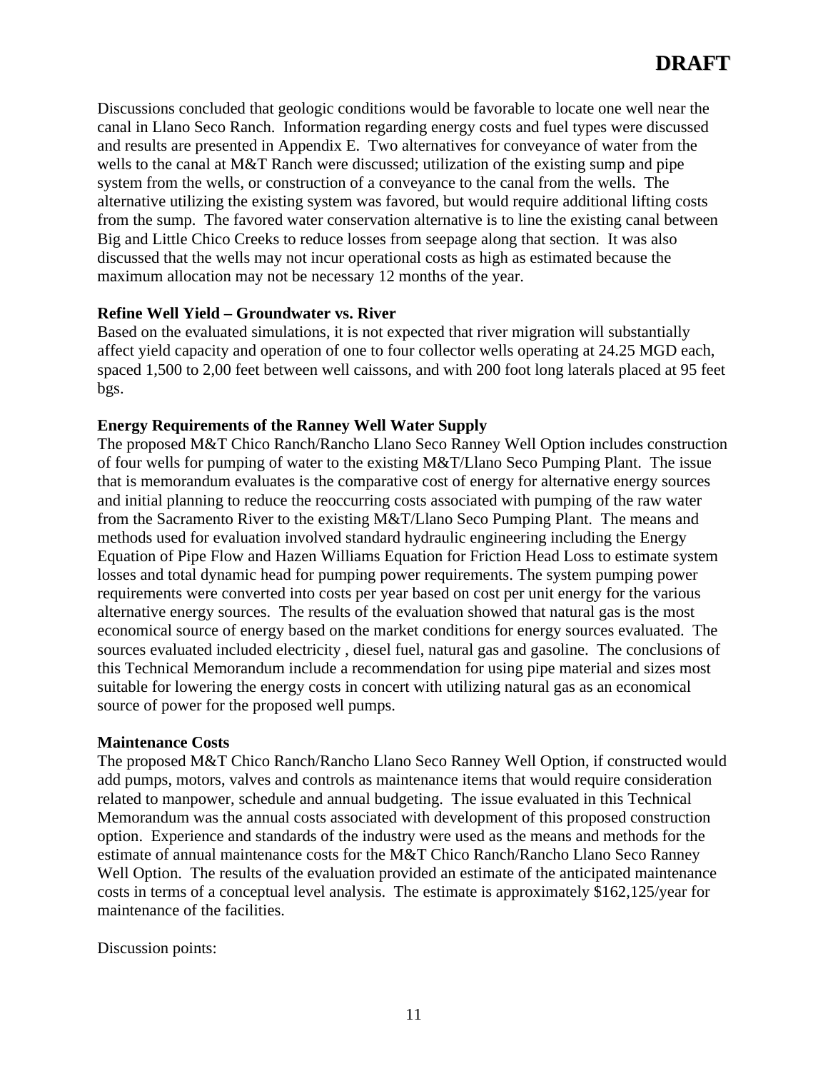**DRAFT**

Discussions concluded that geologic conditions would be favorable to locate one well near the canal in Llano Seco Ranch. Information regarding energy costs and fuel types were discussed and results are presented in Appendix E. Two alternatives for conveyance of water from the wells to the canal at M&T Ranch were discussed; utilization of the existing sump and pipe system from the wells, or construction of a conveyance to the canal from the wells. The alternative utilizing the existing system was favored, but would require additional lifting costs from the sump. The favored water conservation alternative is to line the existing canal between Big and Little Chico Creeks to reduce losses from seepage along that section. It was also discussed that the wells may not incur operational costs as high as estimated because the maximum allocation may not be necessary 12 months of the year.

**Refine Well Yield – Groundwater vs. River**

Based on the evaluated simulations, it is not expected that river migration will substantially affect yield capacity and operation of one to four collector wells operating at 24.25 MGD each, spaced 1,500 to 2,00 feet between well caissons, and with 200 foot long laterals placed at 95 feet bgs.

**Energy Requirements of the Ranney Well Water Supply**

The proposed M&T Chico Ranch/Rancho Llano Seco Ranney Well Option includes construction of four wells for pumping of water to the existing M&T/Llano Seco Pumping Plant. The issue that is memorandum evaluates is the comparative cost of energy for alternative energy sources and initial planning to reduce the reoccurring costs associated with pumping of the raw water from the Sacramento River to the existing M&T/Llano Seco Pumping Plant. The means and methods used for evaluation involved standard hydraulic engineering including the Energy Equation of Pipe Flow and Hazen Williams Equation for Friction Head Loss to estimate system losses and total dynamic head for pumping power requirements. The system pumping power requirements were converted into costs per year based on cost per unit energy for the various alternative energy sources. The results of the evaluation showed that natural gas is the most economical source of energy based on the market conditions for energy sources evaluated. The sources evaluated included electricity , diesel fuel, natural gas and gasoline. The conclusions of this Technical Memorandum include a recommendation for using pipe material and sizes most suitable for lowering the energy costs in concert with utilizing natural gas as an economical source of power for the proposed well pumps.

**Maintenance Costs**

The proposed M&T Chico Ranch/Rancho Llano Seco Ranney Well Option, if constructed would add pumps, motors, valves and controls as maintenance items that would require consideration related to manpower, schedule and annual budgeting. The issue evaluated in this Technical Memorandum was the annual costs associated with development of this proposed construction option. Experience and standards of the industry were used as the means and methods for the estimate of annual maintenance costs for the M&T Chico Ranch/Rancho Llano Seco Ranney Well Option. The results of the evaluation provided an estimate of the anticipated maintenance costs in terms of a conceptual level analysis. The estimate is approximately $162,125/year for maintenance of the facilities.

Discussion points: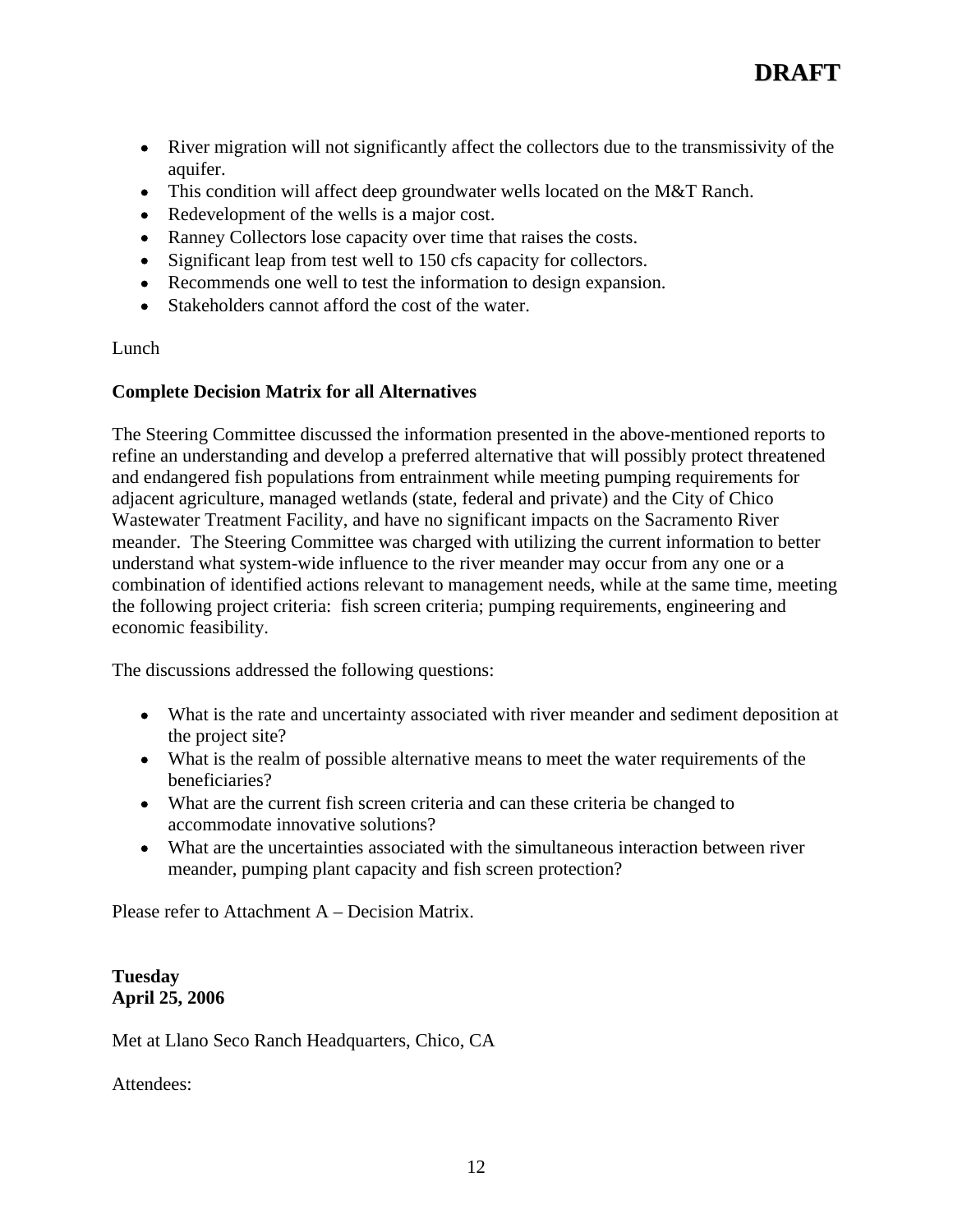- River migration will not significantly affect the collectors due to the transmissivity of the aquifer.
- This condition will affect deep groundwater wells located on the M&T Ranch.
- Redevelopment of the wells is a major cost.
- Ranney Collectors lose capacity over time that raises the costs.
- Significant leap from test well to 150 cfs capacity for collectors.
- Recommends one well to test the information to design expansion.
- Stakeholders cannot afford the cost of the water.

Lunch

**Complete Decision Matrix for all Alternatives**

The Steering Committee discussed the information presented in the above-mentioned reports to refine an understanding and develop a preferred alternative that will possibly protect threatened and endangered fish populations from entrainment while meeting pumping requirements for adjacent agriculture, managed wetlands (state, federal and private) and the City of Chico Wastewater Treatment Facility, and have no significant impacts on the Sacramento River meander. The Steering Committee was charged with utilizing the current information to better understand what system-wide influence to the river meander may occur from any one or a combination of identified actions relevant to management needs, while at the same time, meeting the following project criteria: fish screen criteria; pumping requirements, engineering and economic feasibility.

The discussions addressed the following questions:

- What is the rate and uncertainty associated with river meander and sediment deposition at the project site?
- What is the realm of possible alternative means to meet the water requirements of the beneficiaries?
- What are the current fish screen criteria and can these criteria be changed to accommodate innovative solutions?
- What are the uncertainties associated with the simultaneous interaction between river meander, pumping plant capacity and fish screen protection?

Please refer to Attachment A – Decision Matrix.

**Tuesday**
**April 25, 2006**

Met at Llano Seco Ranch Headquarters, Chico, CA

Attendees: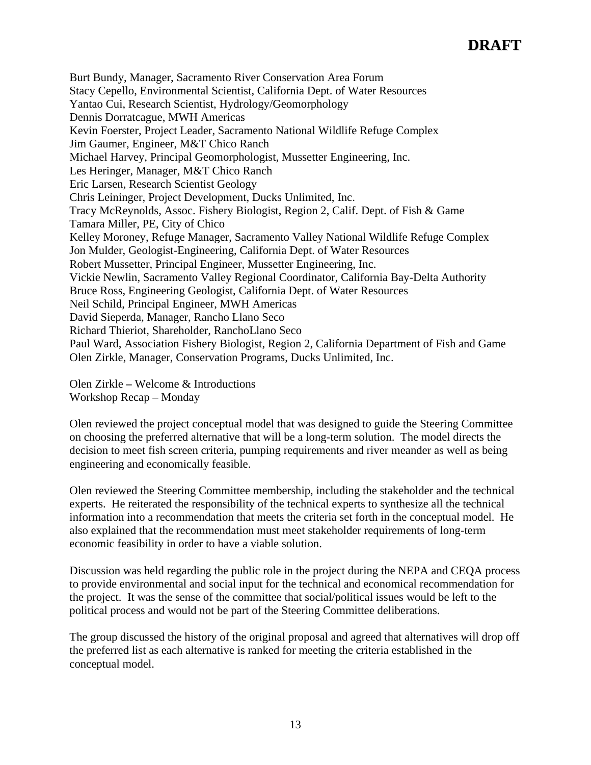# DRAFT

Burt Bundy, Manager, Sacramento River Conservation Area Forum
Stacy Cepello, Environmental Scientist, California Dept. of Water Resources
Yantao Cui, Research Scientist, Hydrology/Geomorphology
Dennis Dorratcague, MWH Americas
Kevin Foerster, Project Leader, Sacramento National Wildlife Refuge Complex
Jim Gaumer, Engineer, M&T Chico Ranch
Michael Harvey, Principal Geomorphologist, Mussetter Engineering, Inc.
Les Heringer, Manager, M&T Chico Ranch
Eric Larsen, Research Scientist Geology
Chris Leininger, Project Development, Ducks Unlimited, Inc.
Tracy McReynolds, Assoc. Fishery Biologist, Region 2, Calif. Dept. of Fish & Game
Tamara Miller, PE, City of Chico
Kelley Moroney, Refuge Manager, Sacramento Valley National Wildlife Refuge Complex
Jon Mulder, Geologist-Engineering, California Dept. of Water Resources
Robert Mussetter, Principal Engineer, Mussetter Engineering, Inc.
Vickie Newlin, Sacramento Valley Regional Coordinator, California Bay-Delta Authority
Bruce Ross, Engineering Geologist, California Dept. of Water Resources
Neil Schild, Principal Engineer, MWH Americas
David Sieperda, Manager, Rancho Llano Seco
Richard Thieriot, Shareholder, RanchoLlano Seco
Paul Ward, Association Fishery Biologist, Region 2, California Department of Fish and Game
Olen Zirkle, Manager, Conservation Programs, Ducks Unlimited, Inc.

Olen Zirkle – Welcome & Introductions
Workshop Recap – Monday

Olen reviewed the project conceptual model that was designed to guide the Steering Committee on choosing the preferred alternative that will be a long-term solution. The model directs the decision to meet fish screen criteria, pumping requirements and river meander as well as being engineering and economically feasible.

Olen reviewed the Steering Committee membership, including the stakeholder and the technical experts. He reiterated the responsibility of the technical experts to synthesize all the technical information into a recommendation that meets the criteria set forth in the conceptual model. He also explained that the recommendation must meet stakeholder requirements of long-term economic feasibility in order to have a viable solution.

Discussion was held regarding the public role in the project during the NEPA and CEQA process to provide environmental and social input for the technical and economical recommendation for the project. It was the sense of the committee that social/political issues would be left to the political process and would not be part of the Steering Committee deliberations.

The group discussed the history of the original proposal and agreed that alternatives will drop off the preferred list as each alternative is ranked for meeting the criteria established in the conceptual model.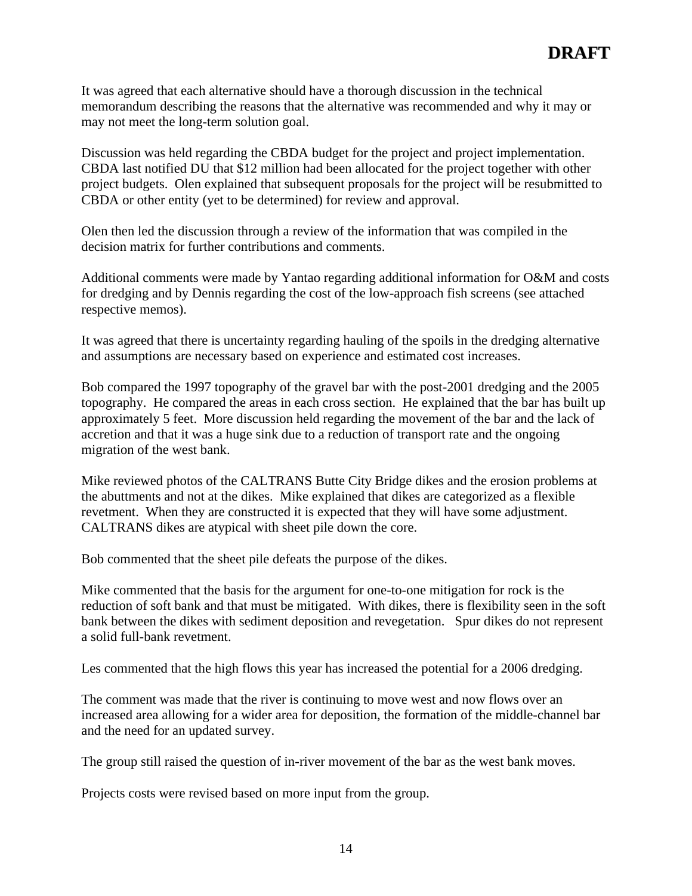It was agreed that each alternative should have a thorough discussion in the technical memorandum describing the reasons that the alternative was recommended and why it may or may not meet the long-term solution goal.

Discussion was held regarding the CBDA budget for the project and project implementation. CBDA last notified DU that $12 million had been allocated for the project together with other project budgets. Olen explained that subsequent proposals for the project will be resubmitted to CBDA or other entity (yet to be determined) for review and approval.

Olen then led the discussion through a review of the information that was compiled in the decision matrix for further contributions and comments.

Additional comments were made by Yantao regarding additional information for O&M and costs for dredging and by Dennis regarding the cost of the low-approach fish screens (see attached respective memos).

It was agreed that there is uncertainty regarding hauling of the spoils in the dredging alternative and assumptions are necessary based on experience and estimated cost increases.

Bob compared the 1997 topography of the gravel bar with the post-2001 dredging and the 2005 topography. He compared the areas in each cross section. He explained that the bar has built up approximately 5 feet. More discussion held regarding the movement of the bar and the lack of accretion and that it was a huge sink due to a reduction of transport rate and the ongoing migration of the west bank.

Mike reviewed photos of the CALTRANS Butte City Bridge dikes and the erosion problems at the abuttments and not at the dikes. Mike explained that dikes are categorized as a flexible revetment. When they are constructed it is expected that they will have some adjustment. CALTRANS dikes are atypical with sheet pile down the core.

Bob commented that the sheet pile defeats the purpose of the dikes.

Mike commented that the basis for the argument for one-to-one mitigation for rock is the reduction of soft bank and that must be mitigated. With dikes, there is flexibility seen in the soft bank between the dikes with sediment deposition and revegetation. Spur dikes do not represent a solid full-bank revetment.

Les commented that the high flows this year has increased the potential for a 2006 dredging.

The comment was made that the river is continuing to move west and now flows over an increased area allowing for a wider area for deposition, the formation of the middle-channel bar and the need for an updated survey.

The group still raised the question of in-river movement of the bar as the west bank moves.

Projects costs were revised based on more input from the group.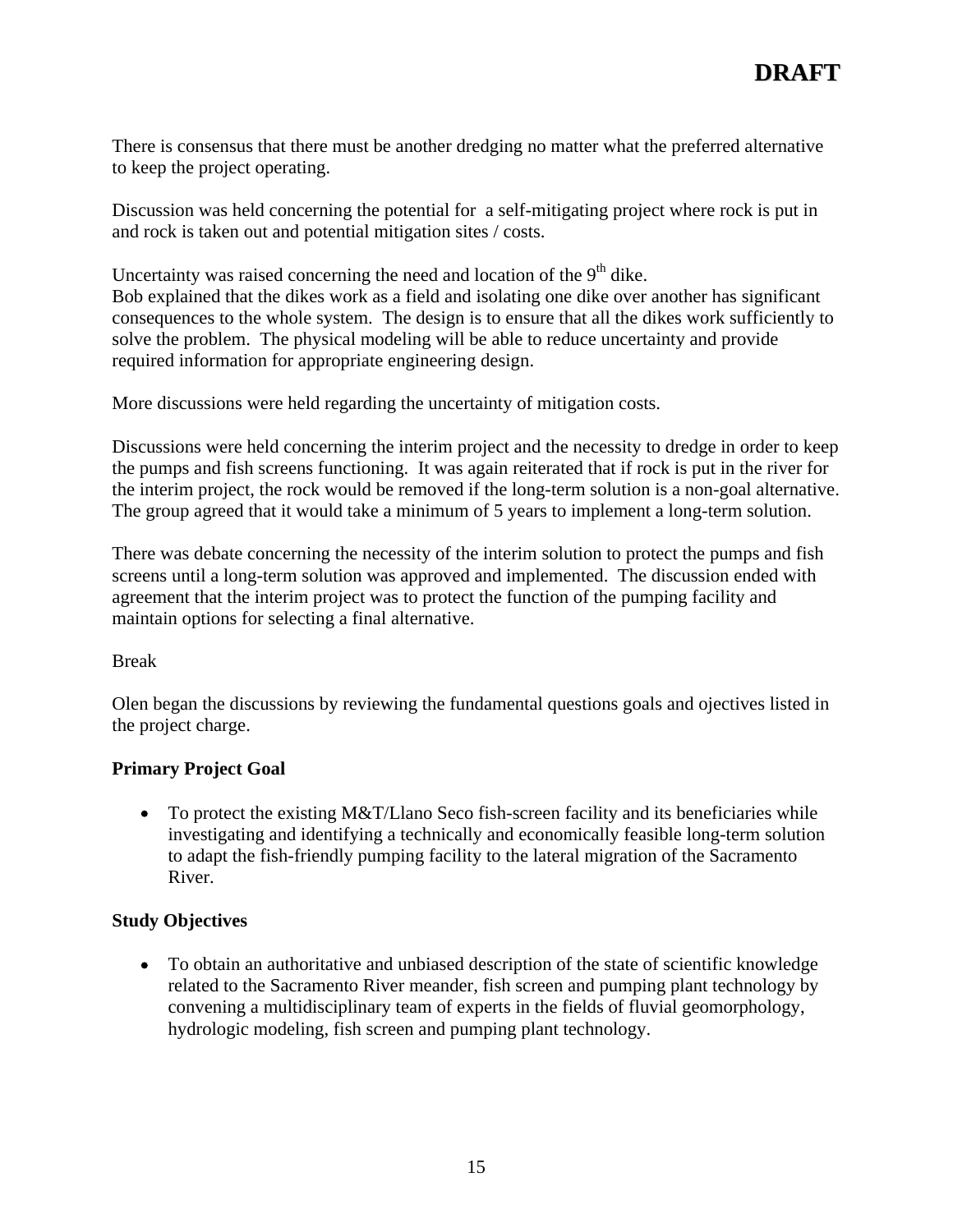There is consensus that there must be another dredging no matter what the preferred alternative to keep the project operating.

Discussion was held concerning the potential for  a self-mitigating project where rock is put in and rock is taken out and potential mitigation sites / costs.

Uncertainty was raised concerning the need and location of the 9th dike.
Bob explained that the dikes work as a field and isolating one dike over another has significant consequences to the whole system.  The design is to ensure that all the dikes work sufficiently to solve the problem.  The physical modeling will be able to reduce uncertainty and provide required information for appropriate engineering design.

More discussions were held regarding the uncertainty of mitigation costs.

Discussions were held concerning the interim project and the necessity to dredge in order to keep the pumps and fish screens functioning.  It was again reiterated that if rock is put in the river for the interim project, the rock would be removed if the long-term solution is a non-goal alternative. The group agreed that it would take a minimum of 5 years to implement a long-term solution.

There was debate concerning the necessity of the interim solution to protect the pumps and fish screens until a long-term solution was approved and implemented.  The discussion ended with agreement that the interim project was to protect the function of the pumping facility and maintain options for selecting a final alternative.

Break

Olen began the discussions by reviewing the fundamental questions goals and ojectives listed in the project charge.

**Primary Project Goal**

- To protect the existing M&T/Llano Seco fish-screen facility and its beneficiaries while investigating and identifying a technically and economically feasible long-term solution to adapt the fish-friendly pumping facility to the lateral migration of the Sacramento River.

**Study Objectives**

- To obtain an authoritative and unbiased description of the state of scientific knowledge related to the Sacramento River meander, fish screen and pumping plant technology by convening a multidisciplinary team of experts in the fields of fluvial geomorphology, hydrologic modeling, fish screen and pumping plant technology.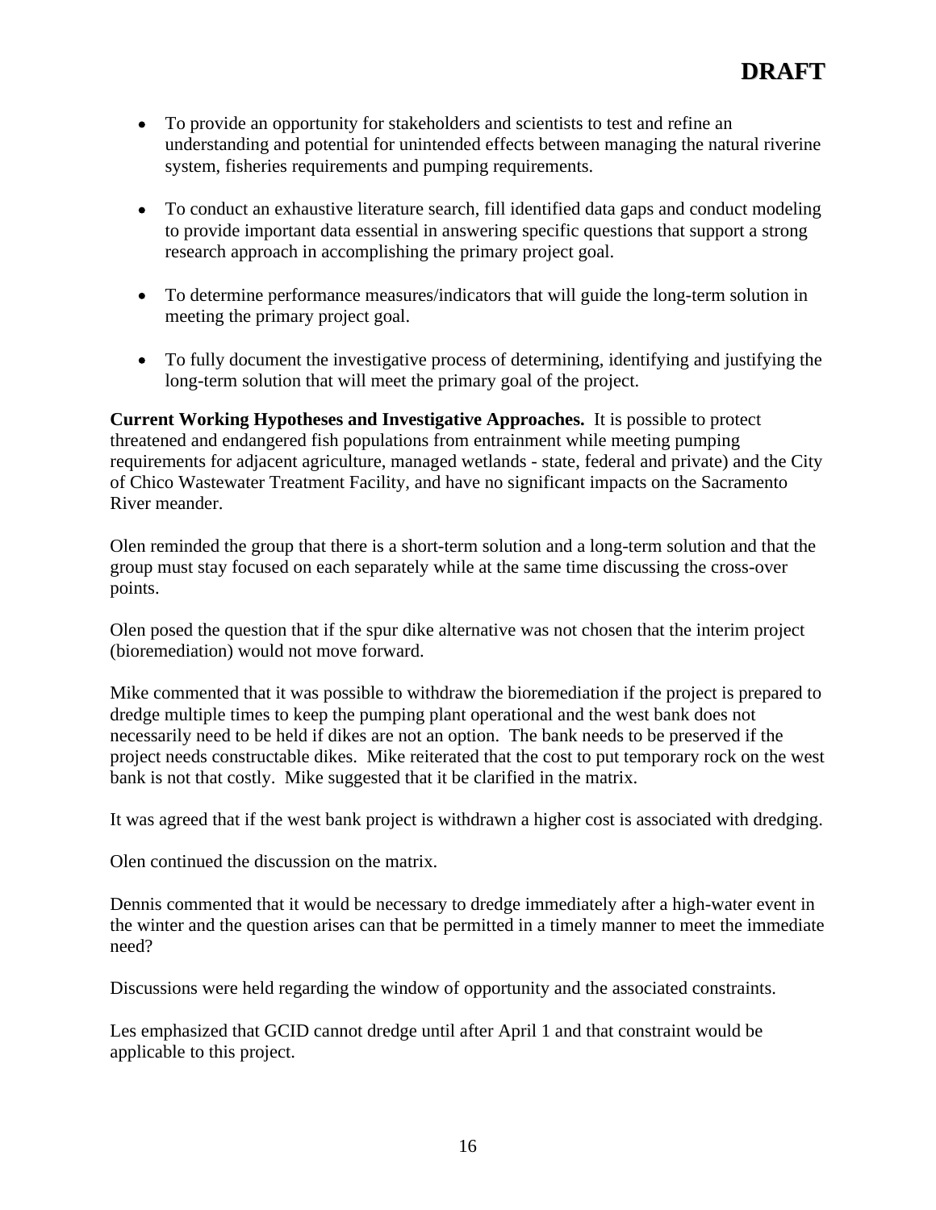- To provide an opportunity for stakeholders and scientists to test and refine an understanding and potential for unintended effects between managing the natural riverine system, fisheries requirements and pumping requirements.

- To conduct an exhaustive literature search, fill identified data gaps and conduct modeling to provide important data essential in answering specific questions that support a strong research approach in accomplishing the primary project goal.

- To determine performance measures/indicators that will guide the long-term solution in meeting the primary project goal.

- To fully document the investigative process of determining, identifying and justifying the long-term solution that will meet the primary goal of the project.

**Current Working Hypotheses and Investigative Approaches.** It is possible to protect threatened and endangered fish populations from entrainment while meeting pumping requirements for adjacent agriculture, managed wetlands - state, federal and private) and the City of Chico Wastewater Treatment Facility, and have no significant impacts on the Sacramento River meander.

Olen reminded the group that there is a short-term solution and a long-term solution and that the group must stay focused on each separately while at the same time discussing the cross-over points.

Olen posed the question that if the spur dike alternative was not chosen that the interim project (bioremediation) would not move forward.

Mike commented that it was possible to withdraw the bioremediation if the project is prepared to dredge multiple times to keep the pumping plant operational and the west bank does not necessarily need to be held if dikes are not an option. The bank needs to be preserved if the project needs constructable dikes. Mike reiterated that the cost to put temporary rock on the west bank is not that costly. Mike suggested that it be clarified in the matrix.

It was agreed that if the west bank project is withdrawn a higher cost is associated with dredging.

Olen continued the discussion on the matrix.

Dennis commented that it would be necessary to dredge immediately after a high-water event in the winter and the question arises can that be permitted in a timely manner to meet the immediate need?

Discussions were held regarding the window of opportunity and the associated constraints.

Les emphasized that GCID cannot dredge until after April 1 and that constraint would be applicable to this project.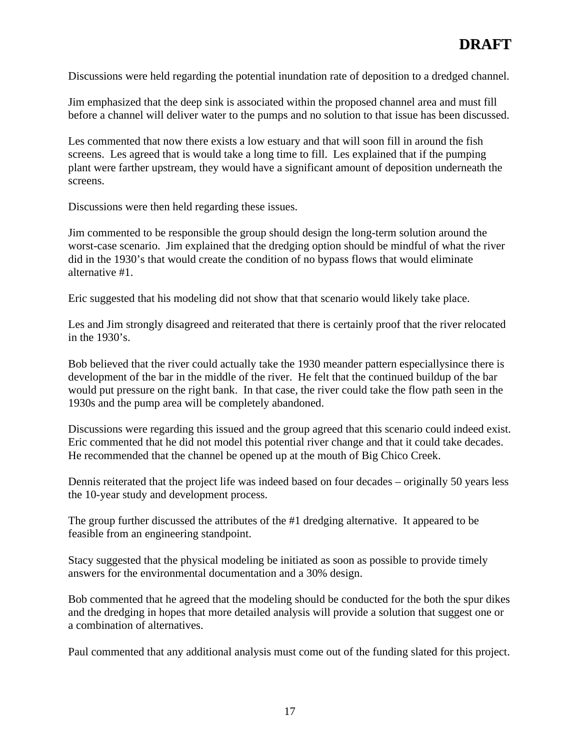**DRAFT**

Discussions were held regarding the potential inundation rate of deposition to a dredged channel.

Jim emphasized that the deep sink is associated within the proposed channel area and must fill before a channel will deliver water to the pumps and no solution to that issue has been discussed.

Les commented that now there exists a low estuary and that will soon fill in around the fish screens. Les agreed that is would take a long time to fill. Les explained that if the pumping plant were farther upstream, they would have a significant amount of deposition underneath the screens.

Discussions were then held regarding these issues.

Jim commented to be responsible the group should design the long-term solution around the worst-case scenario. Jim explained that the dredging option should be mindful of what the river did in the 1930's that would create the condition of no bypass flows that would eliminate alternative #1.

Eric suggested that his modeling did not show that that scenario would likely take place.

Les and Jim strongly disagreed and reiterated that there is certainly proof that the river relocated in the 1930's.

Bob believed that the river could actually take the 1930 meander pattern especiallysince there is development of the bar in the middle of the river. He felt that the continued buildup of the bar would put pressure on the right bank. In that case, the river could take the flow path seen in the 1930s and the pump area will be completely abandoned.

Discussions were regarding this issued and the group agreed that this scenario could indeed exist. Eric commented that he did not model this potential river change and that it could take decades. He recommended that the channel be opened up at the mouth of Big Chico Creek.

Dennis reiterated that the project life was indeed based on four decades – originally 50 years less the 10-year study and development process.

The group further discussed the attributes of the #1 dredging alternative. It appeared to be feasible from an engineering standpoint.

Stacy suggested that the physical modeling be initiated as soon as possible to provide timely answers for the environmental documentation and a 30% design.

Bob commented that he agreed that the modeling should be conducted for the both the spur dikes and the dredging in hopes that more detailed analysis will provide a solution that suggest one or a combination of alternatives.

Paul commented that any additional analysis must come out of the funding slated for this project.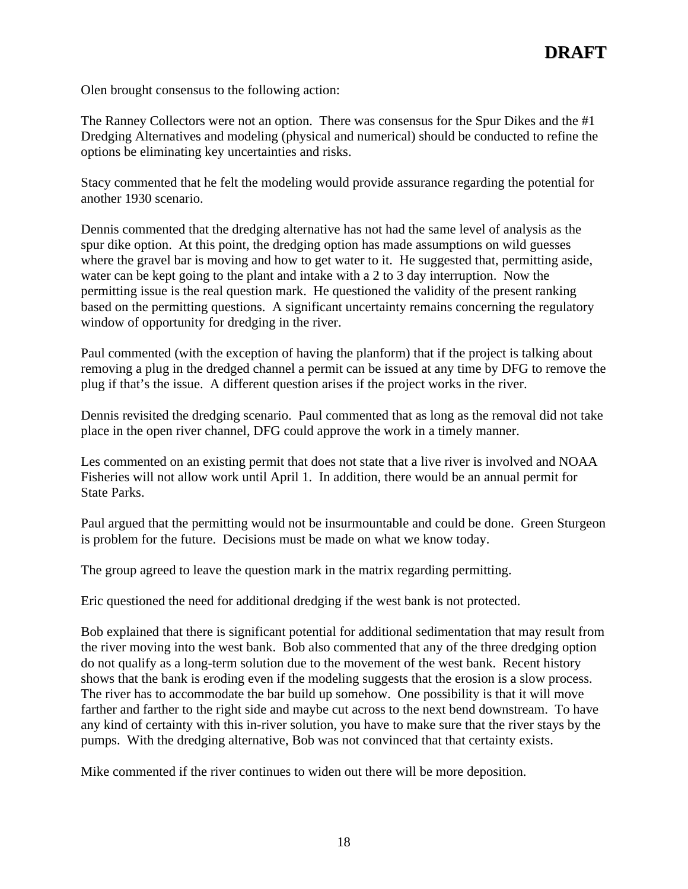Olen brought consensus to the following action:

The Ranney Collectors were not an option. There was consensus for the Spur Dikes and the #1 Dredging Alternatives and modeling (physical and numerical) should be conducted to refine the options be eliminating key uncertainties and risks.

Stacy commented that he felt the modeling would provide assurance regarding the potential for another 1930 scenario.

Dennis commented that the dredging alternative has not had the same level of analysis as the spur dike option. At this point, the dredging option has made assumptions on wild guesses where the gravel bar is moving and how to get water to it. He suggested that, permitting aside, water can be kept going to the plant and intake with a 2 to 3 day interruption. Now the permitting issue is the real question mark. He questioned the validity of the present ranking based on the permitting questions. A significant uncertainty remains concerning the regulatory window of opportunity for dredging in the river.

Paul commented (with the exception of having the planform) that if the project is talking about removing a plug in the dredged channel a permit can be issued at any time by DFG to remove the plug if that's the issue. A different question arises if the project works in the river.

Dennis revisited the dredging scenario. Paul commented that as long as the removal did not take place in the open river channel, DFG could approve the work in a timely manner.

Les commented on an existing permit that does not state that a live river is involved and NOAA Fisheries will not allow work until April 1. In addition, there would be an annual permit for State Parks.

Paul argued that the permitting would not be insurmountable and could be done. Green Sturgeon is problem for the future. Decisions must be made on what we know today.

The group agreed to leave the question mark in the matrix regarding permitting.

Eric questioned the need for additional dredging if the west bank is not protected.

Bob explained that there is significant potential for additional sedimentation that may result from the river moving into the west bank. Bob also commented that any of the three dredging option do not qualify as a long-term solution due to the movement of the west bank. Recent history shows that the bank is eroding even if the modeling suggests that the erosion is a slow process. The river has to accommodate the bar build up somehow. One possibility is that it will move farther and farther to the right side and maybe cut across to the next bend downstream. To have any kind of certainty with this in-river solution, you have to make sure that the river stays by the pumps. With the dredging alternative, Bob was not convinced that that certainty exists.

Mike commented if the river continues to widen out there will be more deposition.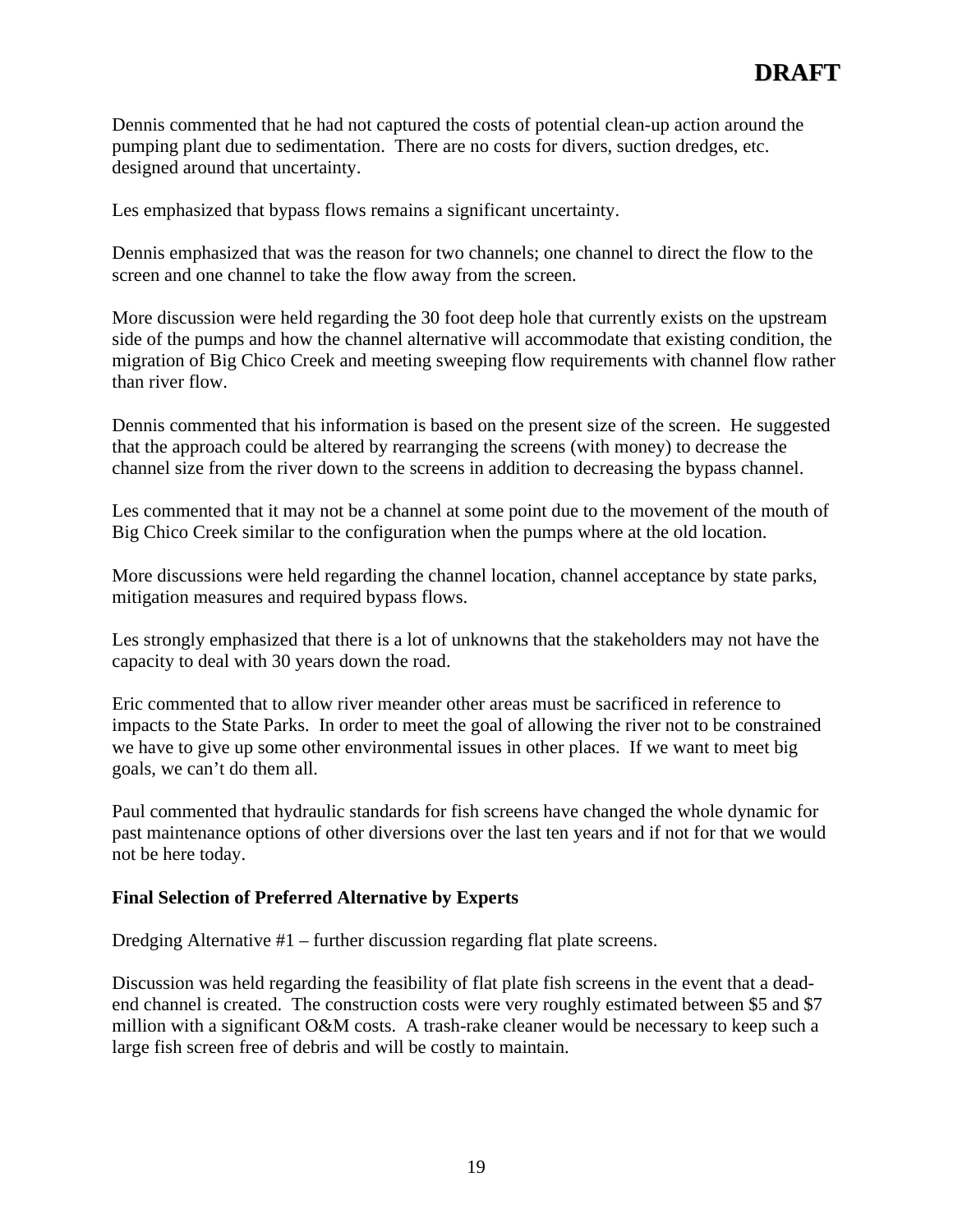**DRAFT**

Dennis commented that he had not captured the costs of potential clean-up action around the pumping plant due to sedimentation. There are no costs for divers, suction dredges, etc. designed around that uncertainty.

Les emphasized that bypass flows remains a significant uncertainty.

Dennis emphasized that was the reason for two channels; one channel to direct the flow to the screen and one channel to take the flow away from the screen.

More discussion were held regarding the 30 foot deep hole that currently exists on the upstream side of the pumps and how the channel alternative will accommodate that existing condition, the migration of Big Chico Creek and meeting sweeping flow requirements with channel flow rather than river flow.

Dennis commented that his information is based on the present size of the screen. He suggested that the approach could be altered by rearranging the screens (with money) to decrease the channel size from the river down to the screens in addition to decreasing the bypass channel.

Les commented that it may not be a channel at some point due to the movement of the mouth of Big Chico Creek similar to the configuration when the pumps where at the old location.

More discussions were held regarding the channel location, channel acceptance by state parks, mitigation measures and required bypass flows.

Les strongly emphasized that there is a lot of unknowns that the stakeholders may not have the capacity to deal with 30 years down the road.

Eric commented that to allow river meander other areas must be sacrificed in reference to impacts to the State Parks. In order to meet the goal of allowing the river not to be constrained we have to give up some other environmental issues in other places. If we want to meet big goals, we can't do them all.

Paul commented that hydraulic standards for fish screens have changed the whole dynamic for past maintenance options of other diversions over the last ten years and if not for that we would not be here today.

**Final Selection of Preferred Alternative by Experts**

Dredging Alternative #1 – further discussion regarding flat plate screens.

Discussion was held regarding the feasibility of flat plate fish screens in the event that a dead-end channel is created. The construction costs were very roughly estimated between $5 and $7 million with a significant O&M costs. A trash-rake cleaner would be necessary to keep such a large fish screen free of debris and will be costly to maintain.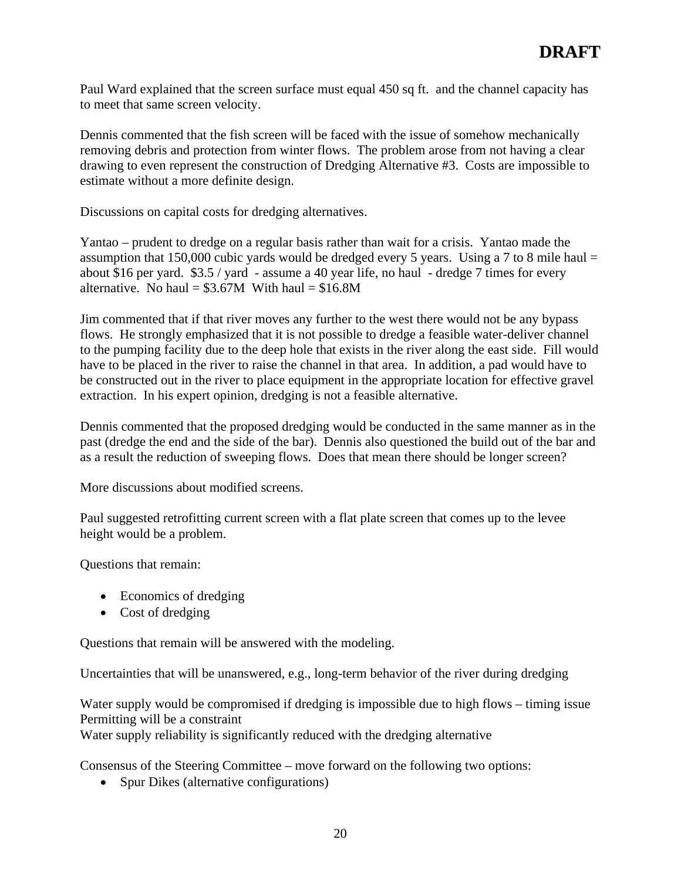**DRAFT**

Paul Ward explained that the screen surface must equal 450 sq ft. and the channel capacity has to meet that same screen velocity.

Dennis commented that the fish screen will be faced with the issue of somehow mechanically removing debris and protection from winter flows. The problem arose from not having a clear drawing to even represent the construction of Dredging Alternative #3. Costs are impossible to estimate without a more definite design.

Discussions on capital costs for dredging alternatives.

Yantao – prudent to dredge on a regular basis rather than wait for a crisis. Yantao made the assumption that 150,000 cubic yards would be dredged every 5 years. Using a 7 to 8 mile haul = about $16 per yard. $3.5 / yard - assume a 40 year life, no haul - dredge 7 times for every alternative. No haul = $3.67M With haul = $16.8M

Jim commented that if that river moves any further to the west there would not be any bypass flows. He strongly emphasized that it is not possible to dredge a feasible water-deliver channel to the pumping facility due to the deep hole that exists in the river along the east side. Fill would have to be placed in the river to raise the channel in that area. In addition, a pad would have to be constructed out in the river to place equipment in the appropriate location for effective gravel extraction. In his expert opinion, dredging is not a feasible alternative.

Dennis commented that the proposed dredging would be conducted in the same manner as in the past (dredge the end and the side of the bar). Dennis also questioned the build out of the bar and as a result the reduction of sweeping flows. Does that mean there should be longer screen?

More discussions about modified screens.

Paul suggested retrofitting current screen with a flat plate screen that comes up to the levee height would be a problem.

Questions that remain:

- Economics of dredging
- Cost of dredging

Questions that remain will be answered with the modeling.

Uncertainties that will be unanswered, e.g., long-term behavior of the river during dredging

Water supply would be compromised if dredging is impossible due to high flows – timing issue
Permitting will be a constraint
Water supply reliability is significantly reduced with the dredging alternative

Consensus of the Steering Committee – move forward on the following two options:

- Spur Dikes (alternative configurations)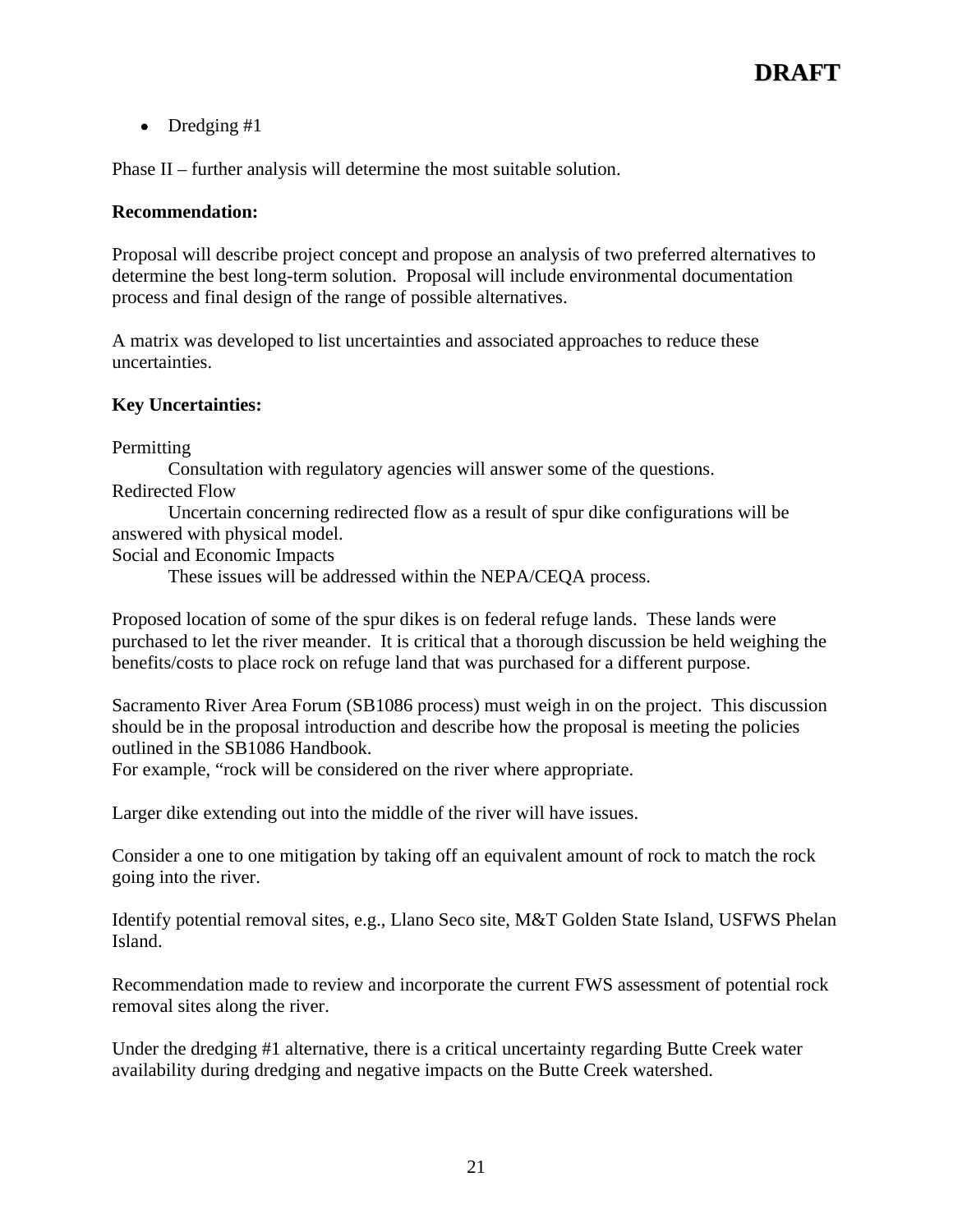- Dredging #1

Phase II – further analysis will determine the most suitable solution.

**Recommendation:**

Proposal will describe project concept and propose an analysis of two preferred alternatives to determine the best long-term solution. Proposal will include environmental documentation process and final design of the range of possible alternatives.

A matrix was developed to list uncertainties and associated approaches to reduce these uncertainties.

**Key Uncertainties:**

Permitting
  Consultation with regulatory agencies will answer some of the questions.
Redirected Flow
  Uncertain concerning redirected flow as a result of spur dike configurations will be answered with physical model.
Social and Economic Impacts
  These issues will be addressed within the NEPA/CEQA process.

Proposed location of some of the spur dikes is on federal refuge lands. These lands were purchased to let the river meander. It is critical that a thorough discussion be held weighing the benefits/costs to place rock on refuge land that was purchased for a different purpose.

Sacramento River Area Forum (SB1086 process) must weigh in on the project. This discussion should be in the proposal introduction and describe how the proposal is meeting the policies outlined in the SB1086 Handbook.
For example, "rock will be considered on the river where appropriate.

Larger dike extending out into the middle of the river will have issues.

Consider a one to one mitigation by taking off an equivalent amount of rock to match the rock going into the river.

Identify potential removal sites, e.g., Llano Seco site, M&T Golden State Island, USFWS Phelan Island.

Recommendation made to review and incorporate the current FWS assessment of potential rock removal sites along the river.

Under the dredging #1 alternative, there is a critical uncertainty regarding Butte Creek water availability during dredging and negative impacts on the Butte Creek watershed.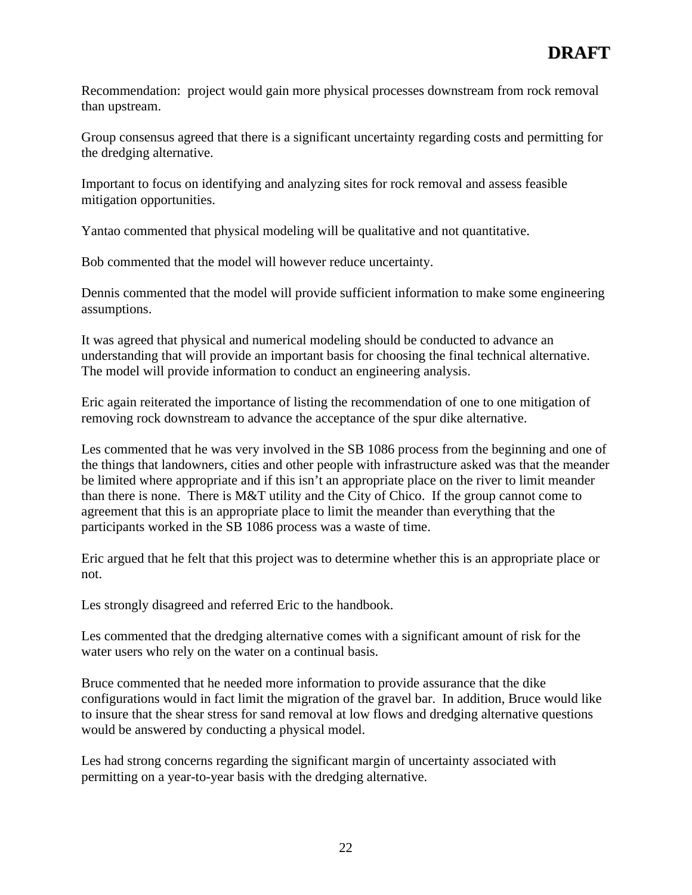**DRAFT**

Recommendation: project would gain more physical processes downstream from rock removal than upstream.

Group consensus agreed that there is a significant uncertainty regarding costs and permitting for the dredging alternative.

Important to focus on identifying and analyzing sites for rock removal and assess feasible mitigation opportunities.

Yantao commented that physical modeling will be qualitative and not quantitative.

Bob commented that the model will however reduce uncertainty.

Dennis commented that the model will provide sufficient information to make some engineering assumptions.

It was agreed that physical and numerical modeling should be conducted to advance an understanding that will provide an important basis for choosing the final technical alternative. The model will provide information to conduct an engineering analysis.

Eric again reiterated the importance of listing the recommendation of one to one mitigation of removing rock downstream to advance the acceptance of the spur dike alternative.

Les commented that he was very involved in the SB 1086 process from the beginning and one of the things that landowners, cities and other people with infrastructure asked was that the meander be limited where appropriate and if this isn't an appropriate place on the river to limit meander than there is none. There is M&T utility and the City of Chico. If the group cannot come to agreement that this is an appropriate place to limit the meander than everything that the participants worked in the SB 1086 process was a waste of time.

Eric argued that he felt that this project was to determine whether this is an appropriate place or not.

Les strongly disagreed and referred Eric to the handbook.

Les commented that the dredging alternative comes with a significant amount of risk for the water users who rely on the water on a continual basis.

Bruce commented that he needed more information to provide assurance that the dike configurations would in fact limit the migration of the gravel bar. In addition, Bruce would like to insure that the shear stress for sand removal at low flows and dredging alternative questions would be answered by conducting a physical model.

Les had strong concerns regarding the significant margin of uncertainty associated with permitting on a year-to-year basis with the dredging alternative.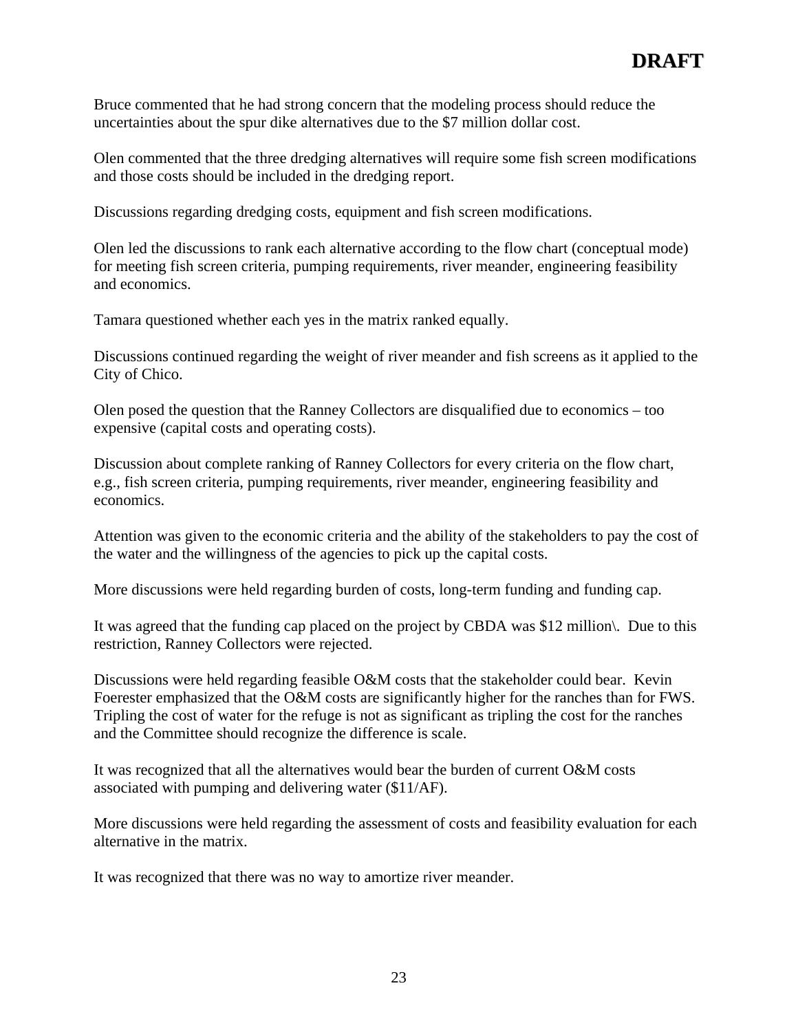**DRAFT**

Bruce commented that he had strong concern that the modeling process should reduce the uncertainties about the spur dike alternatives due to the $7 million dollar cost.

Olen commented that the three dredging alternatives will require some fish screen modifications and those costs should be included in the dredging report.

Discussions regarding dredging costs, equipment and fish screen modifications.

Olen led the discussions to rank each alternative according to the flow chart (conceptual mode) for meeting fish screen criteria, pumping requirements, river meander, engineering feasibility and economics.

Tamara questioned whether each yes in the matrix ranked equally.

Discussions continued regarding the weight of river meander and fish screens as it applied to the City of Chico.

Olen posed the question that the Ranney Collectors are disqualified due to economics – too expensive (capital costs and operating costs).

Discussion about complete ranking of Ranney Collectors for every criteria on the flow chart, e.g., fish screen criteria, pumping requirements, river meander, engineering feasibility and economics.

Attention was given to the economic criteria and the ability of the stakeholders to pay the cost of the water and the willingness of the agencies to pick up the capital costs.

More discussions were held regarding burden of costs, long-term funding and funding cap.

It was agreed that the funding cap placed on the project by CBDA was $12 million\. Due to this restriction, Ranney Collectors were rejected.

Discussions were held regarding feasible O&M costs that the stakeholder could bear. Kevin Foerester emphasized that the O&M costs are significantly higher for the ranches than for FWS. Tripling the cost of water for the refuge is not as significant as tripling the cost for the ranches and the Committee should recognize the difference is scale.

It was recognized that all the alternatives would bear the burden of current O&M costs associated with pumping and delivering water ($11/AF).

More discussions were held regarding the assessment of costs and feasibility evaluation for each alternative in the matrix.

It was recognized that there was no way to amortize river meander.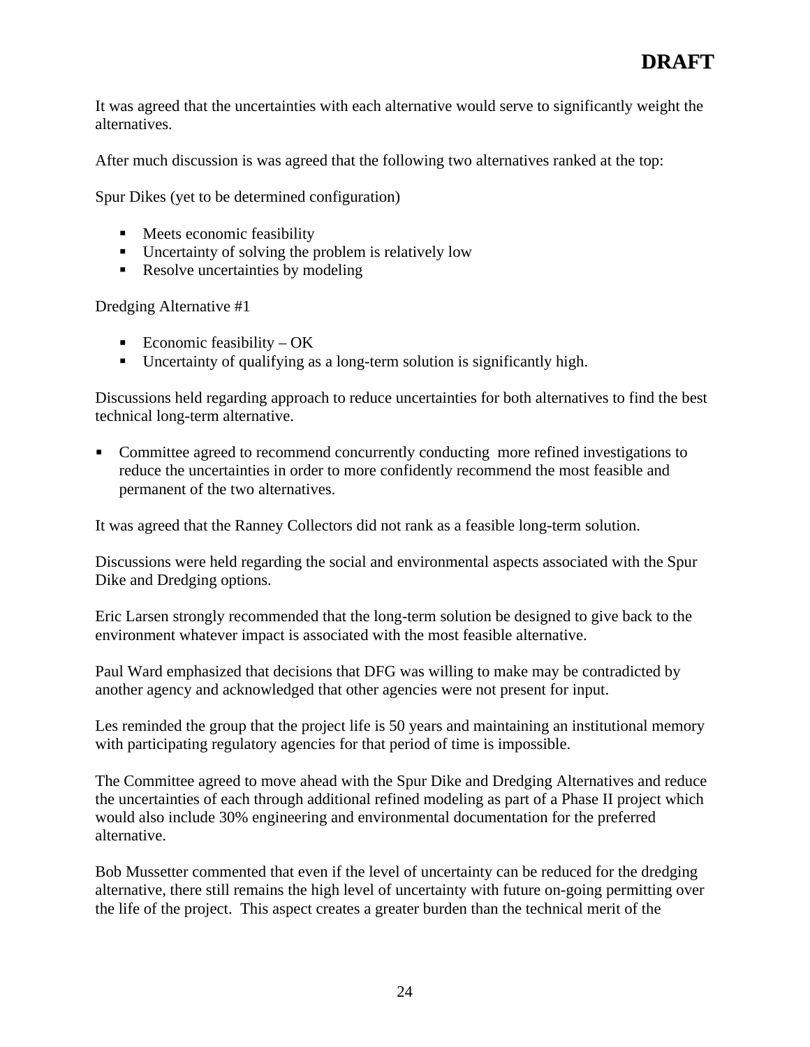**DRAFT**

It was agreed that the uncertainties with each alternative would serve to significantly weight the alternatives.

After much discussion is was agreed that the following two alternatives ranked at the top:

Spur Dikes (yet to be determined configuration)

- Meets economic feasibility
- Uncertainty of solving the problem is relatively low
- Resolve uncertainties by modeling

Dredging Alternative #1

- Economic feasibility – OK
- Uncertainty of qualifying as a long-term solution is significantly high.

Discussions held regarding approach to reduce uncertainties for both alternatives to find the best technical long-term alternative.

- Committee agreed to recommend concurrently conducting more refined investigations to reduce the uncertainties in order to more confidently recommend the most feasible and permanent of the two alternatives.

It was agreed that the Ranney Collectors did not rank as a feasible long-term solution.

Discussions were held regarding the social and environmental aspects associated with the Spur Dike and Dredging options.

Eric Larsen strongly recommended that the long-term solution be designed to give back to the environment whatever impact is associated with the most feasible alternative.

Paul Ward emphasized that decisions that DFG was willing to make may be contradicted by another agency and acknowledged that other agencies were not present for input.

Les reminded the group that the project life is 50 years and maintaining an institutional memory with participating regulatory agencies for that period of time is impossible.

The Committee agreed to move ahead with the Spur Dike and Dredging Alternatives and reduce the uncertainties of each through additional refined modeling as part of a Phase II project which would also include 30% engineering and environmental documentation for the preferred alternative.

Bob Mussetter commented that even if the level of uncertainty can be reduced for the dredging alternative, there still remains the high level of uncertainty with future on-going permitting over the life of the project. This aspect creates a greater burden than the technical merit of the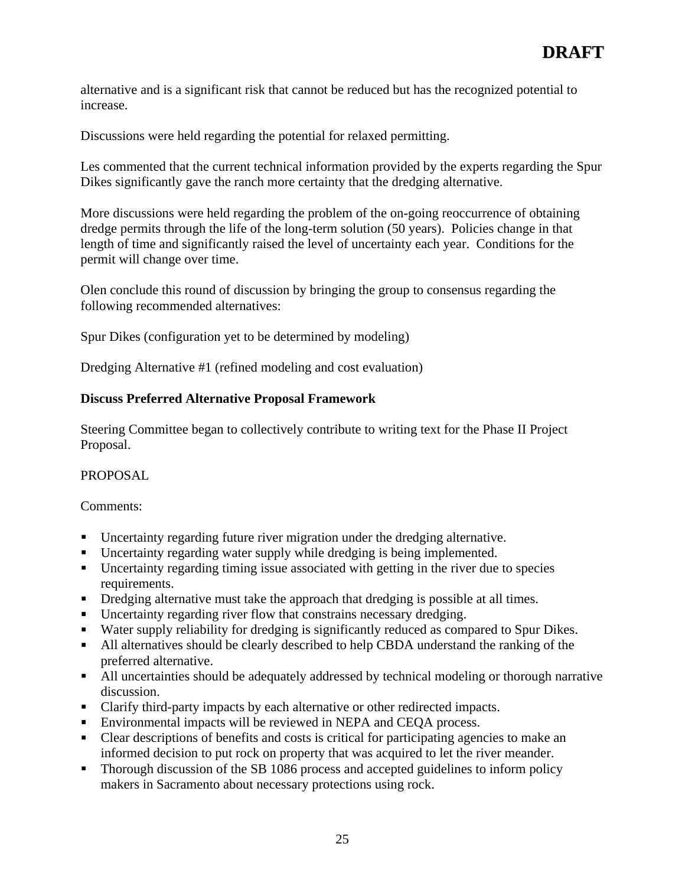alternative and is a significant risk that cannot be reduced but has the recognized potential to increase.

Discussions were held regarding the potential for relaxed permitting.

Les commented that the current technical information provided by the experts regarding the Spur Dikes significantly gave the ranch more certainty that the dredging alternative.

More discussions were held regarding the problem of the on-going reoccurrence of obtaining dredge permits through the life of the long-term solution (50 years). Policies change in that length of time and significantly raised the level of uncertainty each year. Conditions for the permit will change over time.

Olen conclude this round of discussion by bringing the group to consensus regarding the following recommended alternatives:

Spur Dikes (configuration yet to be determined by modeling)

Dredging Alternative #1 (refined modeling and cost evaluation)

**Discuss Preferred Alternative Proposal Framework**

Steering Committee began to collectively contribute to writing text for the Phase II Project Proposal.

PROPOSAL

Comments:

- Uncertainty regarding future river migration under the dredging alternative.
- Uncertainty regarding water supply while dredging is being implemented.
- Uncertainty regarding timing issue associated with getting in the river due to species requirements.
- Dredging alternative must take the approach that dredging is possible at all times.
- Uncertainty regarding river flow that constrains necessary dredging.
- Water supply reliability for dredging is significantly reduced as compared to Spur Dikes.
- All alternatives should be clearly described to help CBDA understand the ranking of the preferred alternative.
- All uncertainties should be adequately addressed by technical modeling or thorough narrative discussion.
- Clarify third-party impacts by each alternative or other redirected impacts.
- Environmental impacts will be reviewed in NEPA and CEQA process.
- Clear descriptions of benefits and costs is critical for participating agencies to make an informed decision to put rock on property that was acquired to let the river meander.
- Thorough discussion of the SB 1086 process and accepted guidelines to inform policy makers in Sacramento about necessary protections using rock.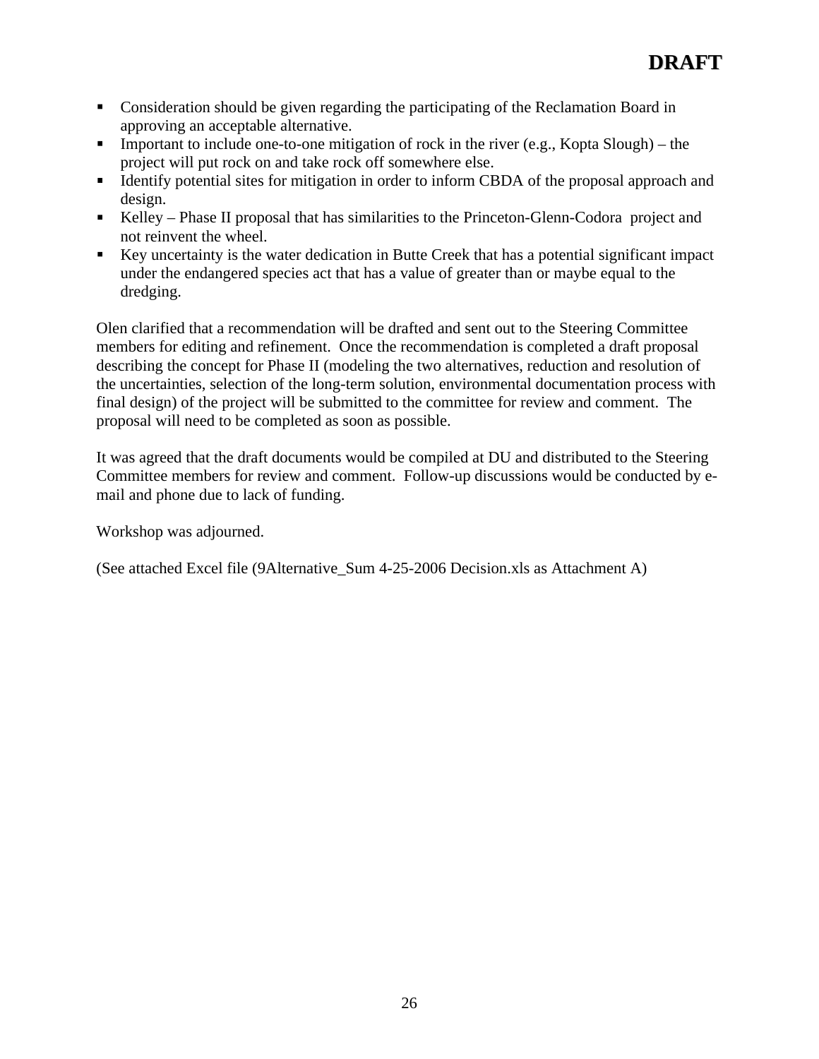- Consideration should be given regarding the participating of the Reclamation Board in approving an acceptable alternative.
- Important to include one-to-one mitigation of rock in the river (e.g., Kopta Slough) – the project will put rock on and take rock off somewhere else.
- Identify potential sites for mitigation in order to inform CBDA of the proposal approach and design.
- Kelley – Phase II proposal that has similarities to the Princeton-Glenn-Codora project and not reinvent the wheel.
- Key uncertainty is the water dedication in Butte Creek that has a potential significant impact under the endangered species act that has a value of greater than or maybe equal to the dredging.

Olen clarified that a recommendation will be drafted and sent out to the Steering Committee members for editing and refinement. Once the recommendation is completed a draft proposal describing the concept for Phase II (modeling the two alternatives, reduction and resolution of the uncertainties, selection of the long-term solution, environmental documentation process with final design) of the project will be submitted to the committee for review and comment. The proposal will need to be completed as soon as possible.

It was agreed that the draft documents would be compiled at DU and distributed to the Steering Committee members for review and comment. Follow-up discussions would be conducted by e-mail and phone due to lack of funding.

Workshop was adjourned.

(See attached Excel file (9Alternative_Sum 4-25-2006 Decision.xls as Attachment A)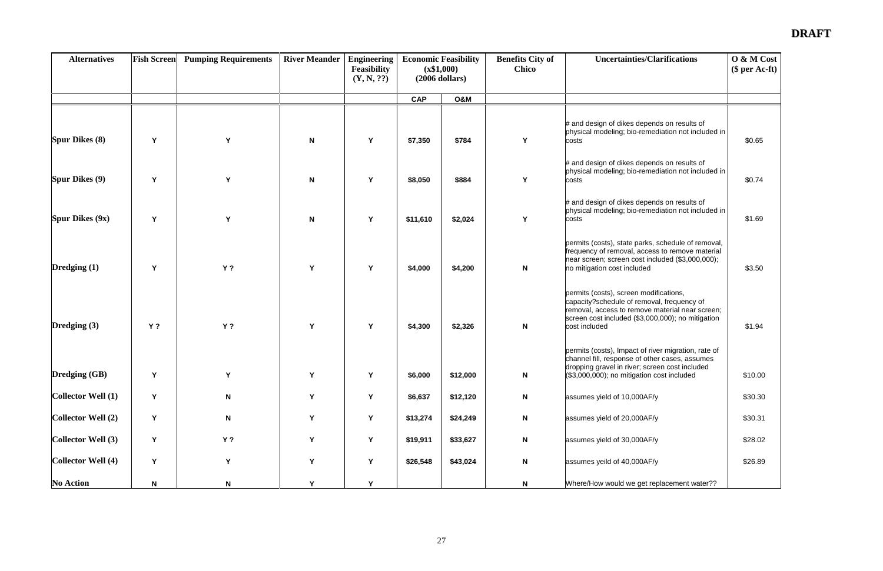**DRAFT**

| Alternatives | Fish Screen | Pumping Requirements | River Meander | Engineering Feasibility (Y, N, ??) | Economic Feasibility (x$1,000) (2006 dollars) | | Benefits City of Chico | Uncertainties/Clarifications | O & M Cost ($ per Ac-ft) |
|---|---|---|---|---|---|---|---|---|---|
| | | | | | CAP | O&M | | | |
| **Spur Dikes (8)** | Y | Y | N | Y | $7,350 | $784 | Y | # and design of dikes depends on results of physical modeling; bio-remediation not included in costs | $0.65 |
| **Spur Dikes (9)** | Y | Y | N | Y | $8,050 | $884 | Y | # and design of dikes depends on results of physical modeling; bio-remediation not included in costs | $0.74 |
| **Spur Dikes (9x)** | Y | Y | N | Y | $11,610 | $2,024 | Y | # and design of dikes depends on results of physical modeling; bio-remediation not included in costs | $1.69 |
| **Dredging (1)** | Y | Y ? | Y | Y | $4,000 | $4,200 | N | permits (costs), state parks, schedule of removal, frequency of removal, access to remove material near screen; screen cost included ($3,000,000); no mitigation cost included | $3.50 |
| **Dredging (3)** | Y ? | Y ? | Y | Y | $4,300 | $2,326 | N | permits (costs), screen modifications, capacity?schedule of removal, frequency of removal, access to remove material near screen; screen cost included ($3,000,000); no mitigation cost included | $1.94 |
| **Dredging (GB)** | Y | Y | Y | Y | $6,000 | $12,000 | N | permits (costs), Impact of river migration, rate of channel fill, response of other cases, assumes dropping gravel in river; screen cost included ($3,000,000); no mitigation cost included | $10.00 |
| **Collector Well (1)** | Y | N | Y | Y | $6,637 | $12,120 | N | assumes yield of 10,000AF/y | $30.30 |
| **Collector Well (2)** | Y | N | Y | Y | $13,274 | $24,249 | N | assumes yield of 20,000AF/y | $30.31 |
| **Collector Well (3)** | Y | Y ? | Y | Y | $19,911 | $33,627 | N | assumes yield of 30,000AF/y | $28.02 |
| **Collector Well (4)** | Y | Y | Y | Y | $26,548 | $43,024 | N | assumes yeild of 40,000AF/y | $26.89 |
| **No Action** | N | N | Y | Y | | | N | Where/How would we get replacement water?? | |